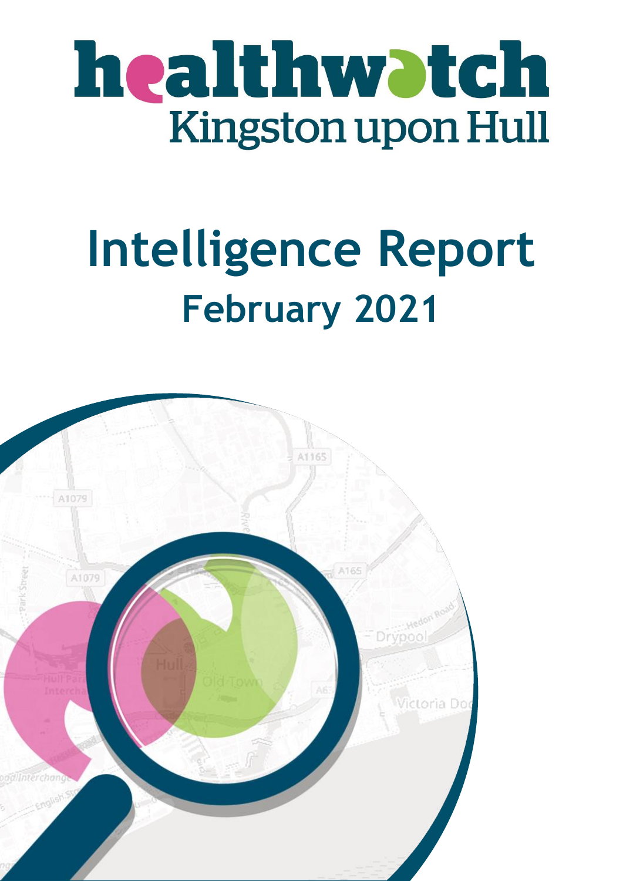# healthwatch Kingston upon Hull

# Intelligence Report

## February 2021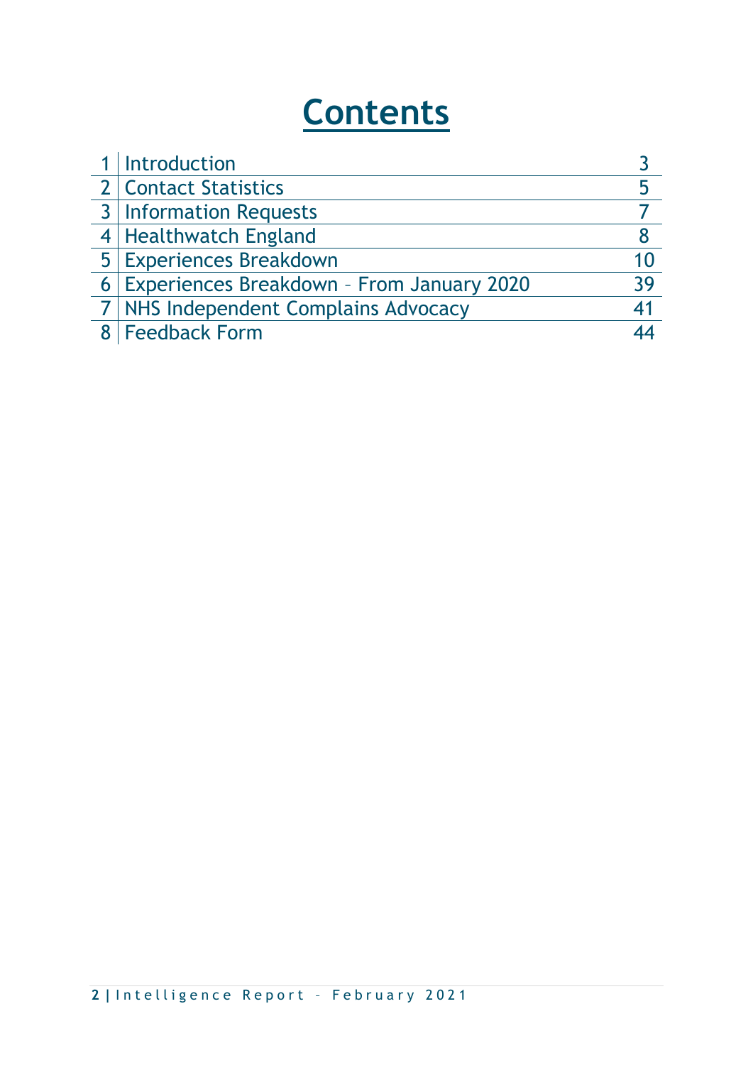# Contents

| | | |
|---|---|---|
| 1 | Introduction | 3 |
| 2 | Contact Statistics | 5 |
| 3 | Information Requests | 7 |
| 4 | Healthwatch England | 8 |
| 5 | Experiences Breakdown | 10 |
| 6 | Experiences Breakdown – From January 2020 | 39 |
| 7 | NHS Independent Complains Advocacy | 41 |
| 8 | Feedback Form | 44 |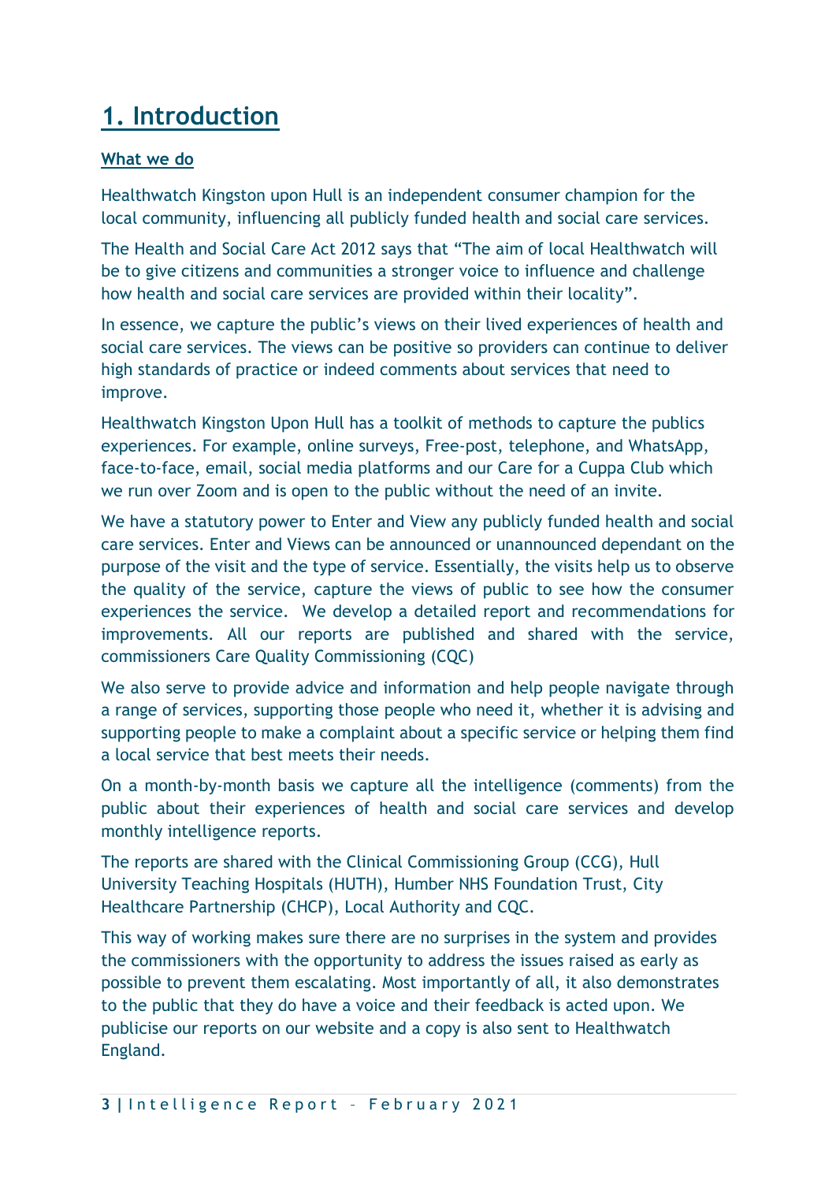# 1. Introduction

**What we do**

Healthwatch Kingston upon Hull is an independent consumer champion for the local community, influencing all publicly funded health and social care services.

The Health and Social Care Act 2012 says that "The aim of local Healthwatch will be to give citizens and communities a stronger voice to influence and challenge how health and social care services are provided within their locality".

In essence, we capture the public's views on their lived experiences of health and social care services. The views can be positive so providers can continue to deliver high standards of practice or indeed comments about services that need to improve.

Healthwatch Kingston Upon Hull has a toolkit of methods to capture the publics experiences. For example, online surveys, Free-post, telephone, and WhatsApp, face-to-face, email, social media platforms and our Care for a Cuppa Club which we run over Zoom and is open to the public without the need of an invite.

We have a statutory power to Enter and View any publicly funded health and social care services. Enter and Views can be announced or unannounced dependant on the purpose of the visit and the type of service. Essentially, the visits help us to observe the quality of the service, capture the views of public to see how the consumer experiences the service. We develop a detailed report and recommendations for improvements. All our reports are published and shared with the service, commissioners Care Quality Commissioning (CQC)

We also serve to provide advice and information and help people navigate through a range of services, supporting those people who need it, whether it is advising and supporting people to make a complaint about a specific service or helping them find a local service that best meets their needs.

On a month-by-month basis we capture all the intelligence (comments) from the public about their experiences of health and social care services and develop monthly intelligence reports.

The reports are shared with the Clinical Commissioning Group (CCG), Hull University Teaching Hospitals (HUTH), Humber NHS Foundation Trust, City Healthcare Partnership (CHCP), Local Authority and CQC.

This way of working makes sure there are no surprises in the system and provides the commissioners with the opportunity to address the issues raised as early as possible to prevent them escalating. Most importantly of all, it also demonstrates to the public that they do have a voice and their feedback is acted upon. We publicise our reports on our website and a copy is also sent to Healthwatch England.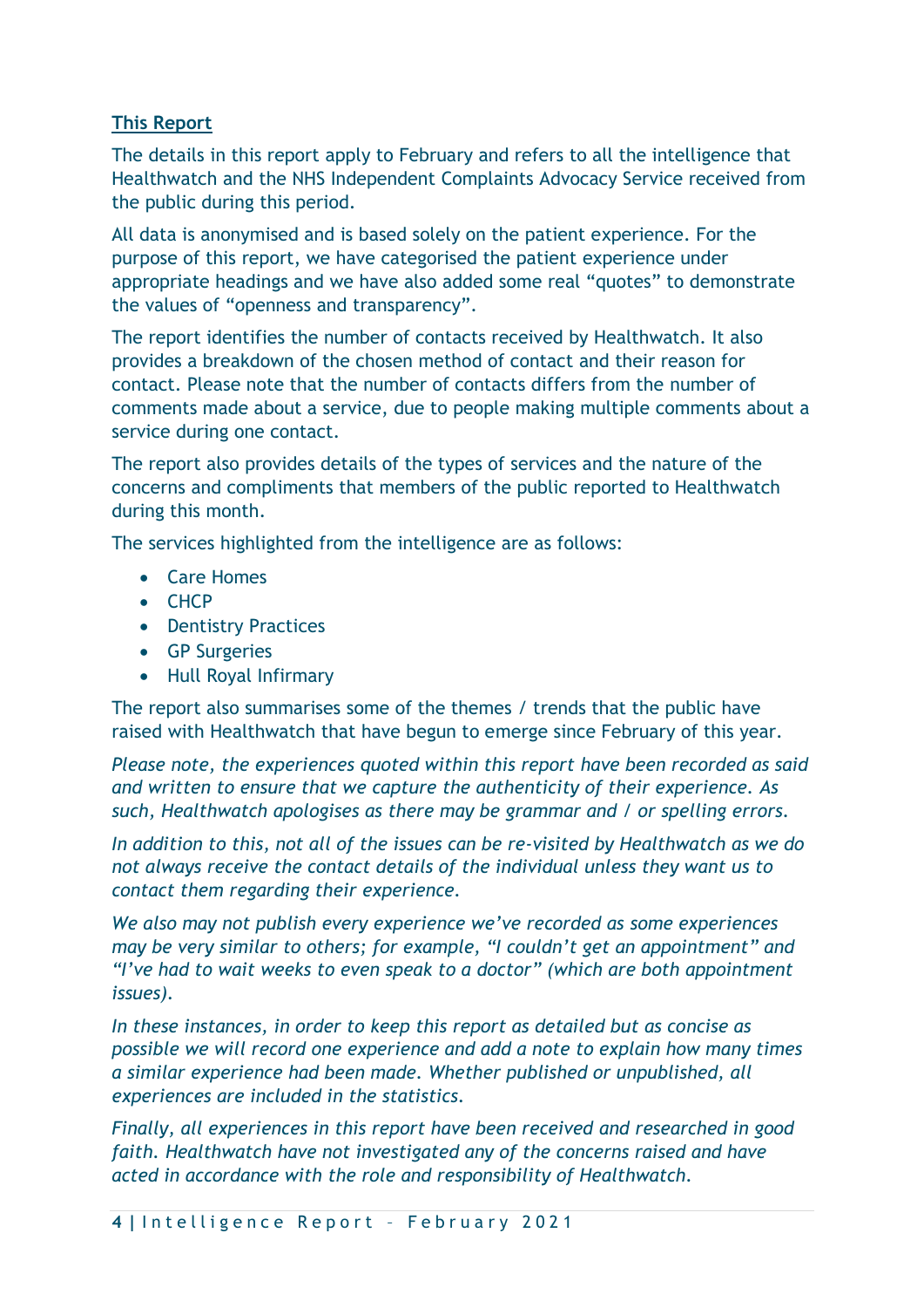## This Report

The details in this report apply to February and refers to all the intelligence that Healthwatch and the NHS Independent Complaints Advocacy Service received from the public during this period.

All data is anonymised and is based solely on the patient experience. For the purpose of this report, we have categorised the patient experience under appropriate headings and we have also added some real "quotes" to demonstrate the values of "openness and transparency".

The report identifies the number of contacts received by Healthwatch. It also provides a breakdown of the chosen method of contact and their reason for contact. Please note that the number of contacts differs from the number of comments made about a service, due to people making multiple comments about a service during one contact.

The report also provides details of the types of services and the nature of the concerns and compliments that members of the public reported to Healthwatch during this month.

The services highlighted from the intelligence are as follows:

- Care Homes
- CHCP
- Dentistry Practices
- GP Surgeries
- Hull Royal Infirmary

The report also summarises some of the themes / trends that the public have raised with Healthwatch that have begun to emerge since February of this year.

*Please note, the experiences quoted within this report have been recorded as said and written to ensure that we capture the authenticity of their experience. As such, Healthwatch apologises as there may be grammar and / or spelling errors.*

*In addition to this, not all of the issues can be re-visited by Healthwatch as we do not always receive the contact details of the individual unless they want us to contact them regarding their experience.*

*We also may not publish every experience we've recorded as some experiences may be very similar to others; for example, "I couldn't get an appointment" and "I've had to wait weeks to even speak to a doctor" (which are both appointment issues).*

*In these instances, in order to keep this report as detailed but as concise as possible we will record one experience and add a note to explain how many times a similar experience had been made. Whether published or unpublished, all experiences are included in the statistics.*

*Finally, all experiences in this report have been received and researched in good faith. Healthwatch have not investigated any of the concerns raised and have acted in accordance with the role and responsibility of Healthwatch.*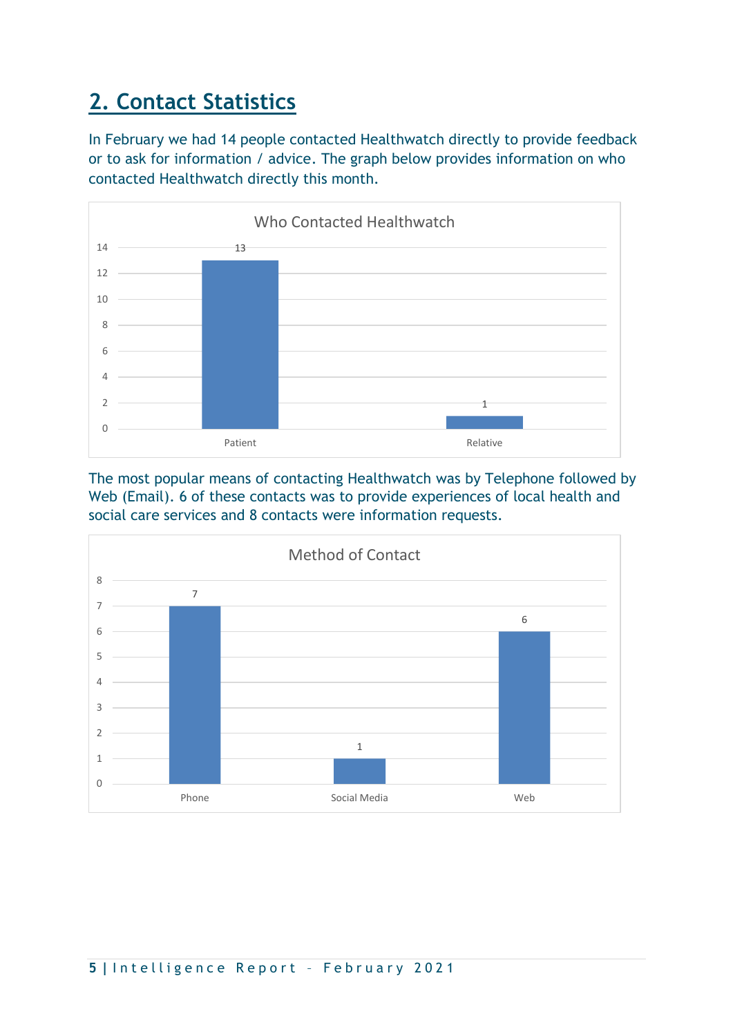## 2. Contact Statistics

In February we had 14 people contacted Healthwatch directly to provide feedback or to ask for information / advice. The graph below provides information on who contacted Healthwatch directly this month.

**Who Contacted Healthwatch**

| Who | Count |
|---|---|
| Patient | 13 |
| Relative | 1 |

The most popular means of contacting Healthwatch was by Telephone followed by Web (Email). 6 of these contacts was to provide experiences of local health and social care services and 8 contacts were information requests.

**Method of Contact**

| Method | Count |
|---|---|
| Phone | 7 |
| Social Media | 1 |
| Web | 6 |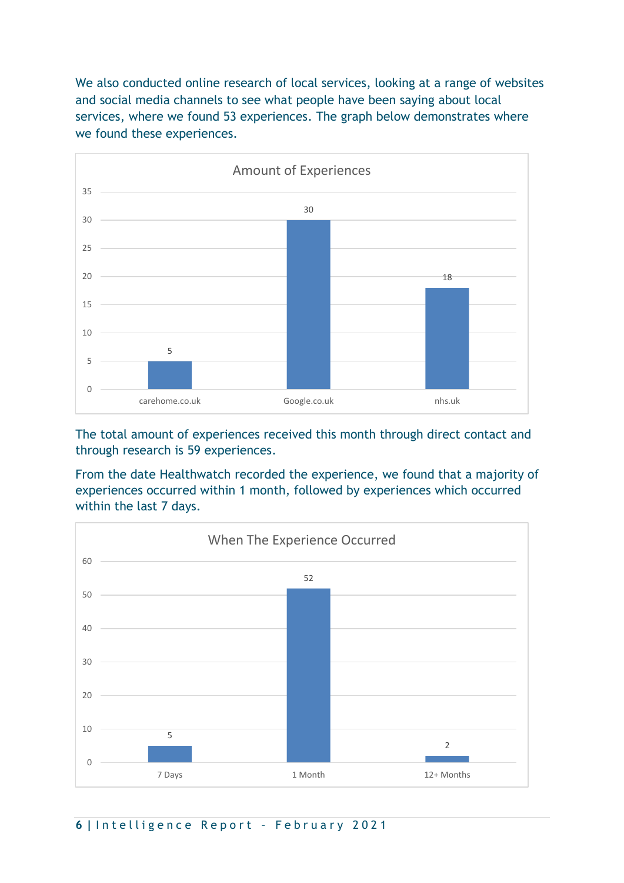We also conducted online research of local services, looking at a range of websites and social media channels to see what people have been saying about local services, where we found 53 experiences. The graph below demonstrates where we found these experiences.

**Amount of Experiences**

| Source | Amount of Experiences |
|---|---|
| carehome.co.uk | 5 |
| Google.co.uk | 30 |
| nhs.uk | 18 |

The total amount of experiences received this month through direct contact and through research is 59 experiences.

From the date Healthwatch recorded the experience, we found that a majority of experiences occurred within 1 month, followed by experiences which occurred within the last 7 days.

**When The Experience Occurred**

| When | Number |
|---|---|
| 7 Days | 5 |
| 1 Month | 52 |
| 12+ Months | 2 |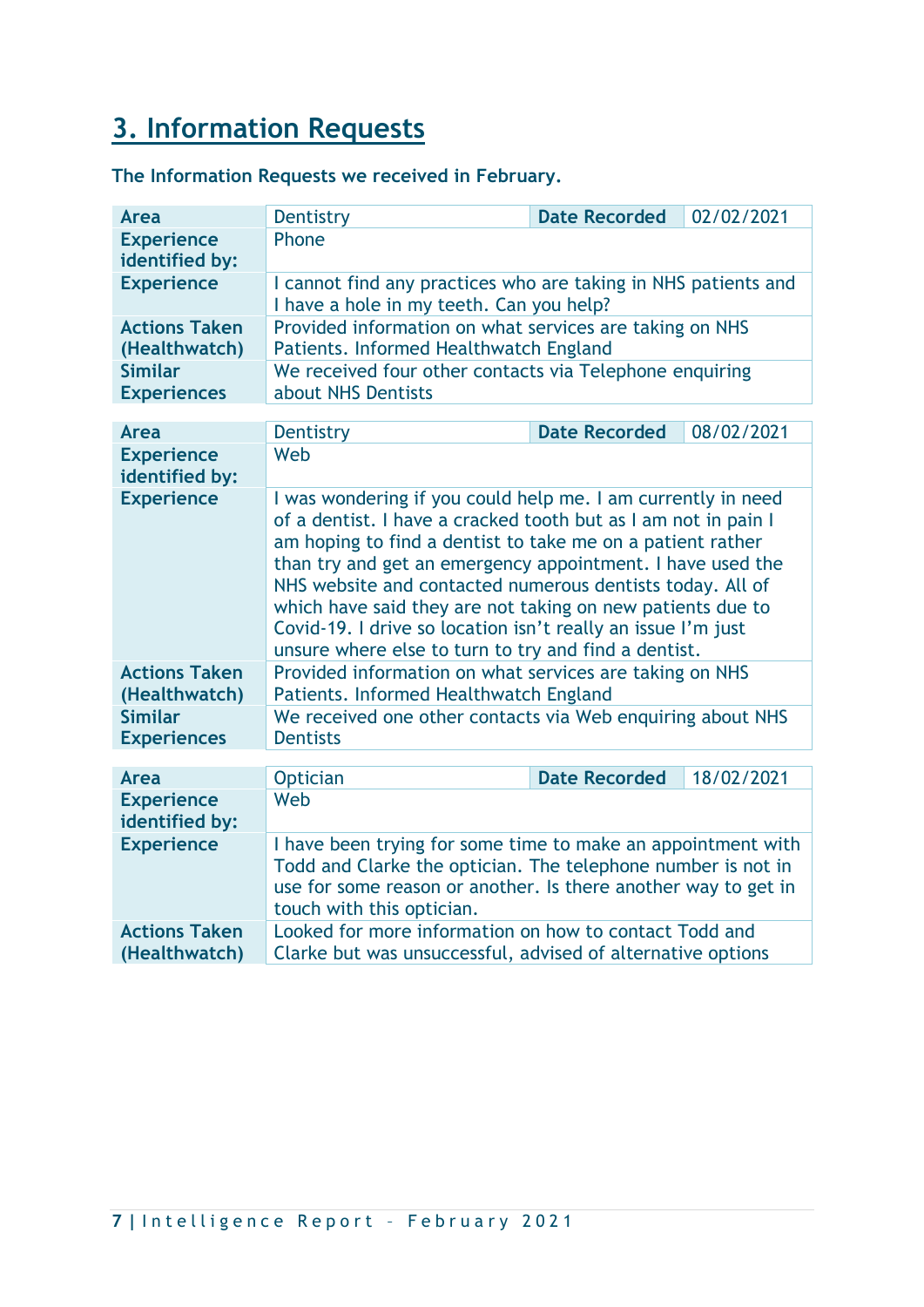# 3. Information Requests

**The Information Requests we received in February.**

| Area | Dentistry | Date Recorded | 02/02/2021 |
|---|---|---|---|
| Experience identified by: | Phone | | |
| Experience | I cannot find any practices who are taking in NHS patients and I have a hole in my teeth. Can you help? | | |
| Actions Taken (Healthwatch) | Provided information on what services are taking on NHS Patients. Informed Healthwatch England | | |
| Similar Experiences | We received four other contacts via Telephone enquiring about NHS Dentists | | |

| Area | Dentistry | Date Recorded | 08/02/2021 |
|---|---|---|---|
| Experience identified by: | Web | | |
| Experience | I was wondering if you could help me. I am currently in need of a dentist. I have a cracked tooth but as I am not in pain I am hoping to find a dentist to take me on a patient rather than try and get an emergency appointment. I have used the NHS website and contacted numerous dentists today. All of which have said they are not taking on new patients due to Covid-19. I drive so location isn't really an issue I'm just unsure where else to turn to try and find a dentist. | | |
| Actions Taken (Healthwatch) | Provided information on what services are taking on NHS Patients. Informed Healthwatch England | | |
| Similar Experiences | We received one other contacts via Web enquiring about NHS Dentists | | |

| Area | Optician | Date Recorded | 18/02/2021 |
|---|---|---|---|
| Experience identified by: | Web | | |
| Experience | I have been trying for some time to make an appointment with Todd and Clarke the optician. The telephone number is not in use for some reason or another. Is there another way to get in touch with this optician. | | |
| Actions Taken (Healthwatch) | Looked for more information on how to contact Todd and Clarke but was unsuccessful, advised of alternative options | | |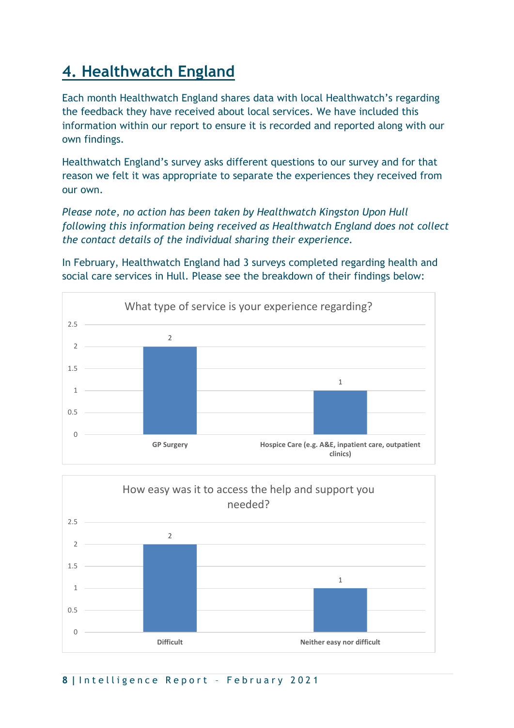## 4. Healthwatch England

Each month Healthwatch England shares data with local Healthwatch's regarding the feedback they have received about local services. We have included this information within our report to ensure it is recorded and reported along with our own findings.

Healthwatch England's survey asks different questions to our survey and for that reason we felt it was appropriate to separate the experiences they received from our own.

*Please note, no action has been taken by Healthwatch Kingston Upon Hull following this information being received as Healthwatch England does not collect the contact details of the individual sharing their experience.*

In February, Healthwatch England had 3 surveys completed regarding health and social care services in Hull. Please see the breakdown of their findings below:

**What type of service is your experience regarding?**

| Service | Count |
|---|---|
| GP Surgery | 2 |
| Hospice Care (e.g. A&E, inpatient care, outpatient clinics) | 1 |

**How easy was it to access the help and support you needed?**

| Response | Count |
|---|---|
| Difficult | 2 |
| Neither easy nor difficult | 1 |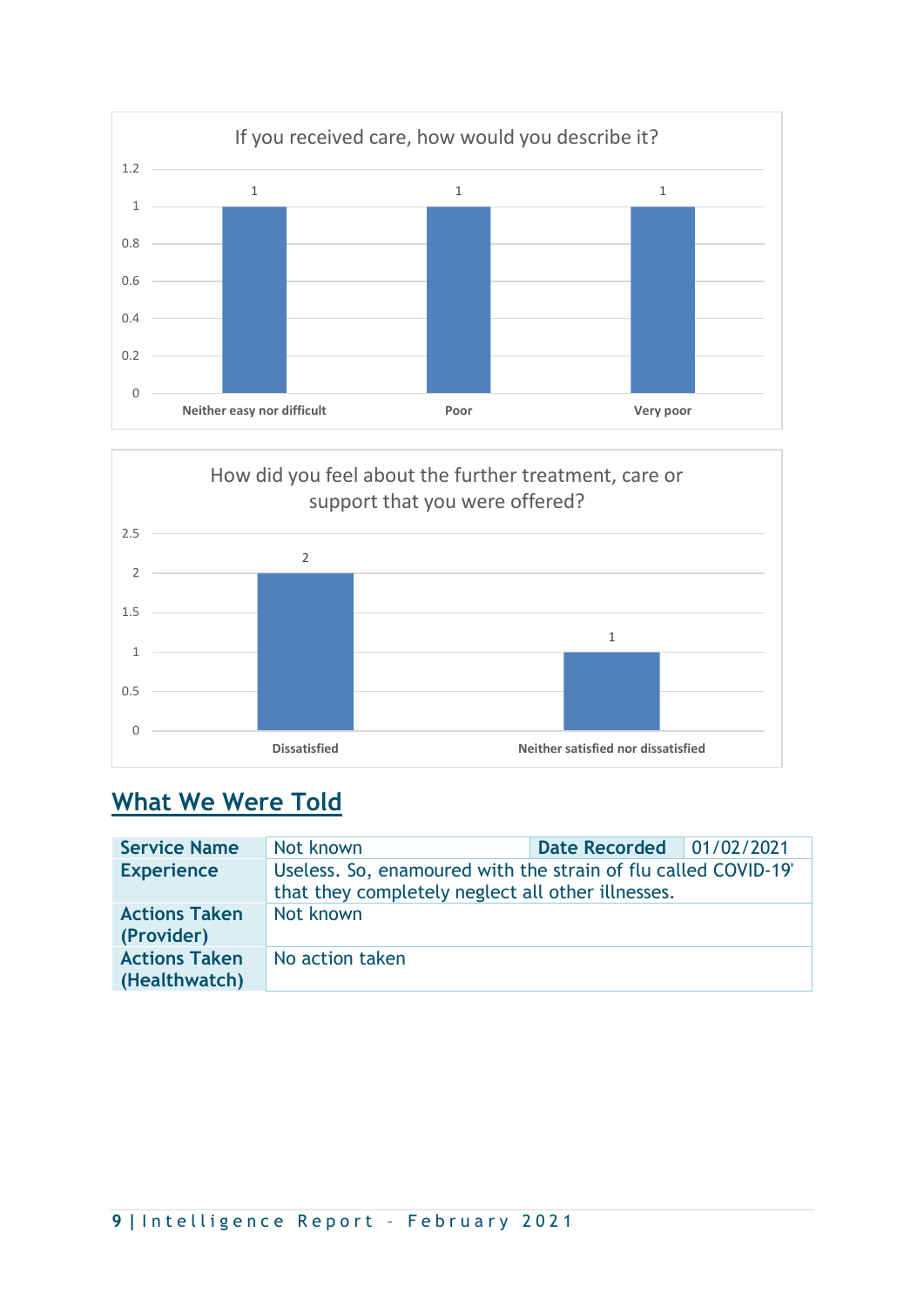If you received care, how would you describe it?

| Response | Count |
|---|---|
| Neither easy nor difficult | 1 |
| Poor | 1 |
| Very poor | 1 |

How did you feel about the further treatment, care or support that you were offered?

| Response | Count |
|---|---|
| Dissatisfied | 2 |
| Neither satisfied nor dissatisfied | 1 |

## What We Were Told

| **Service Name** | Not known | **Date Recorded** | 01/02/2021 |
|---|---|---|---|
| **Experience** | Useless. So, enamoured with the strain of flu called COVID-19' that they completely neglect all other illnesses. | | |
| **Actions Taken (Provider)** | Not known | | |
| **Actions Taken (Healthwatch)** | No action taken | | |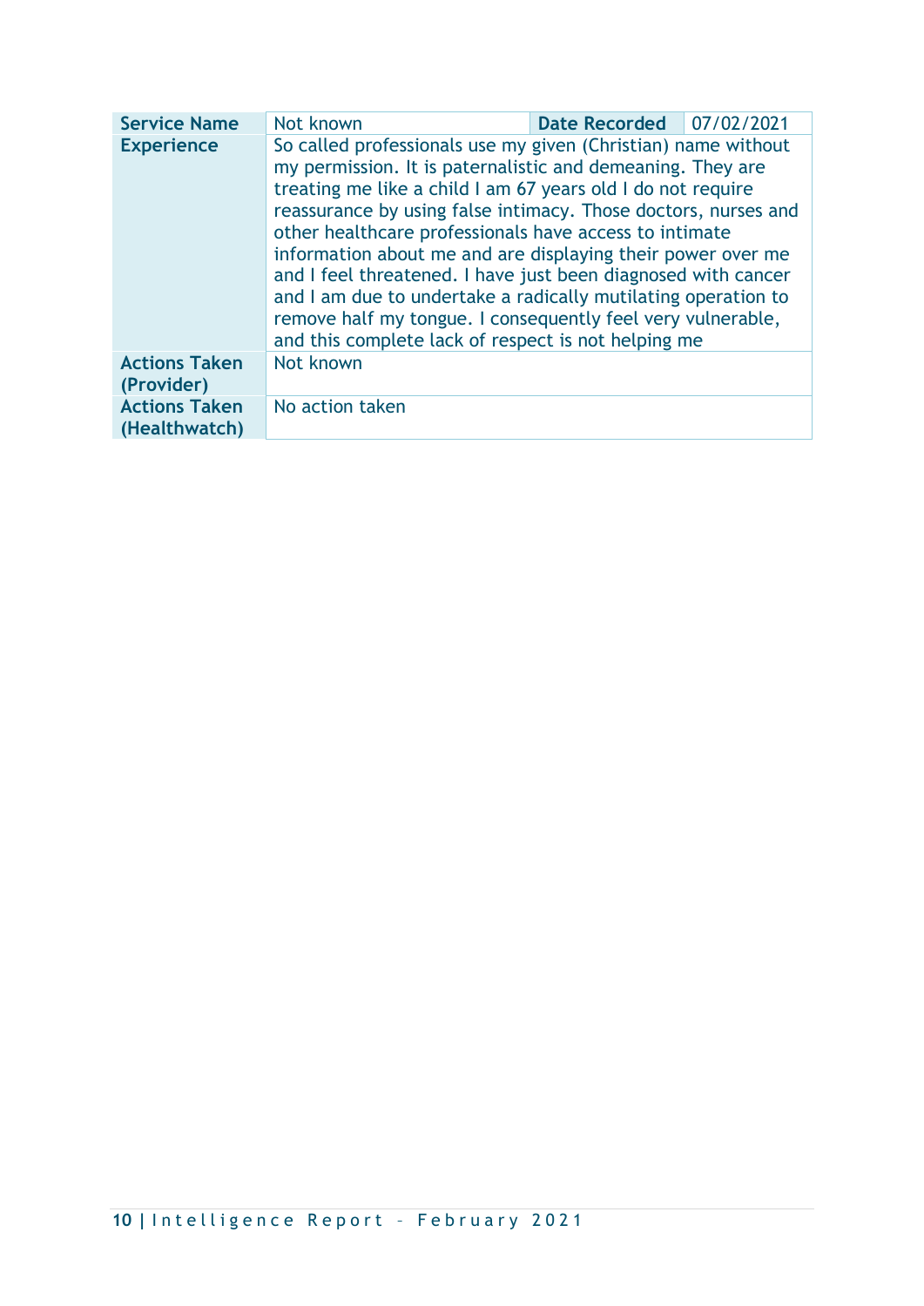| Service Name | Not known | Date Recorded | 07/02/2021 |
| --- | --- | --- | --- |
| Experience | So called professionals use my given (Christian) name without my permission. It is paternalistic and demeaning. They are treating me like a child I am 67 years old I do not require reassurance by using false intimacy. Those doctors, nurses and other healthcare professionals have access to intimate information about me and are displaying their power over me and I feel threatened. I have just been diagnosed with cancer and I am due to undertake a radically mutilating operation to remove half my tongue. I consequently feel very vulnerable, and this complete lack of respect is not helping me | | |
| Actions Taken (Provider) | Not known | | |
| Actions Taken (Healthwatch) | No action taken | | |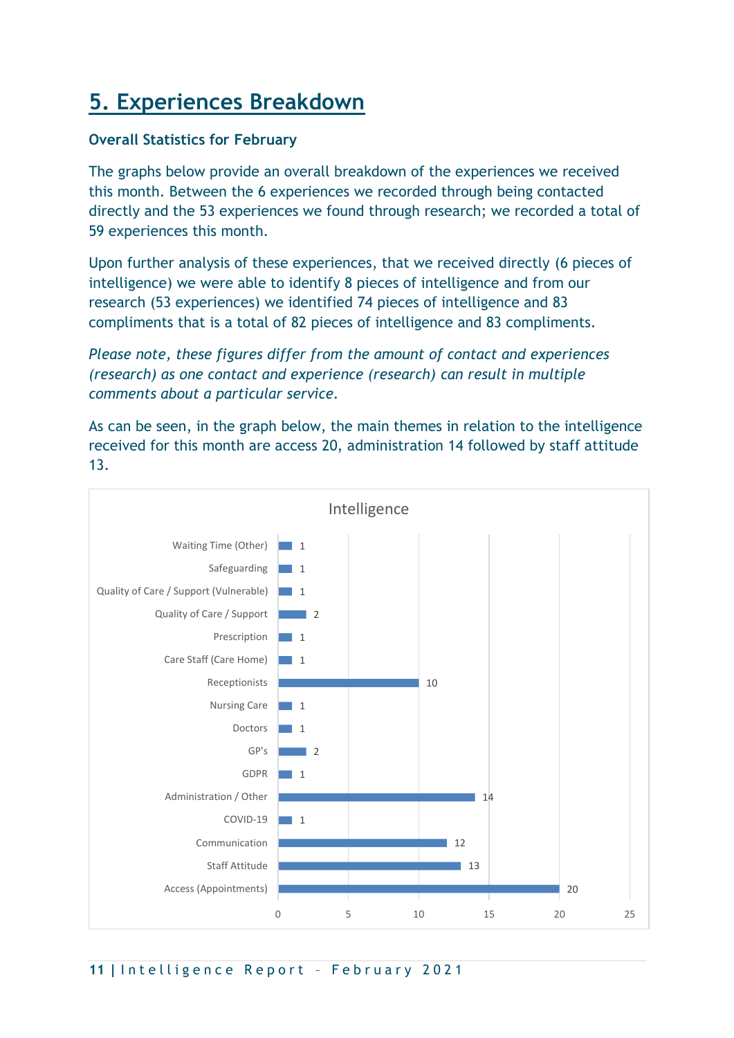## 5. Experiences Breakdown

**Overall Statistics for February**

The graphs below provide an overall breakdown of the experiences we received this month. Between the 6 experiences we recorded through being contacted directly and the 53 experiences we found through research; we recorded a total of 59 experiences this month.

Upon further analysis of these experiences, that we received directly (6 pieces of intelligence) we were able to identify 8 pieces of intelligence and from our research (53 experiences) we identified 74 pieces of intelligence and 83 compliments that is a total of 82 pieces of intelligence and 83 compliments.

*Please note, these figures differ from the amount of contact and experiences (research) as one contact and experience (research) can result in multiple comments about a particular service.*

As can be seen, in the graph below, the main themes in relation to the intelligence received for this month are access 20, administration 14 followed by staff attitude 13.

**Intelligence**

| Theme | Count |
|---|---|
| Waiting Time (Other) | 1 |
| Safeguarding | 1 |
| Quality of Care / Support (Vulnerable) | 1 |
| Quality of Care / Support | 2 |
| Prescription | 1 |
| Care Staff (Care Home) | 1 |
| Receptionists | 10 |
| Nursing Care | 1 |
| Doctors | 1 |
| GP's | 2 |
| GDPR | 1 |
| Administration / Other | 14 |
| COVID-19 | 1 |
| Communication | 12 |
| Staff Attitude | 13 |
| Access (Appointments) | 20 |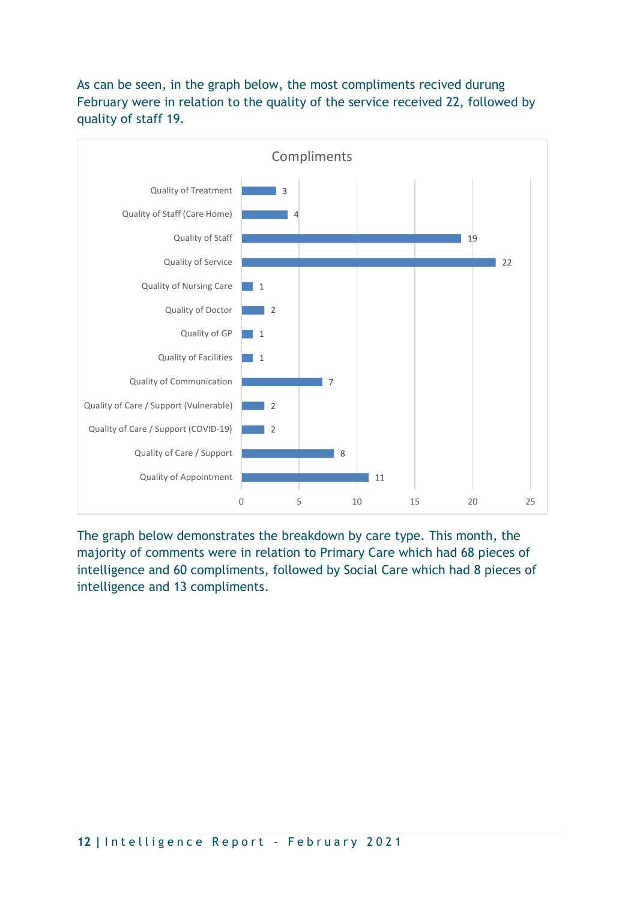As can be seen, in the graph below, the most compliments recived durung February were in relation to the quality of the service received 22, followed by quality of staff 19.

**Compliments**

| Category | Count |
|---|---|
| Quality of Treatment | 3 |
| Quality of Staff (Care Home) | 4 |
| Quality of Staff | 19 |
| Quality of Service | 22 |
| Quality of Nursing Care | 1 |
| Quality of Doctor | 2 |
| Quality of GP | 1 |
| Quality of Facilities | 1 |
| Quality of Communication | 7 |
| Quality of Care / Support (Vulnerable) | 2 |
| Quality of Care / Support (COVID-19) | 2 |
| Quality of Care / Support | 8 |
| Quality of Appointment | 11 |

The graph below demonstrates the breakdown by care type. This month, the majority of comments were in relation to Primary Care which had 68 pieces of intelligence and 60 compliments, followed by Social Care which had 8 pieces of intelligence and 13 compliments.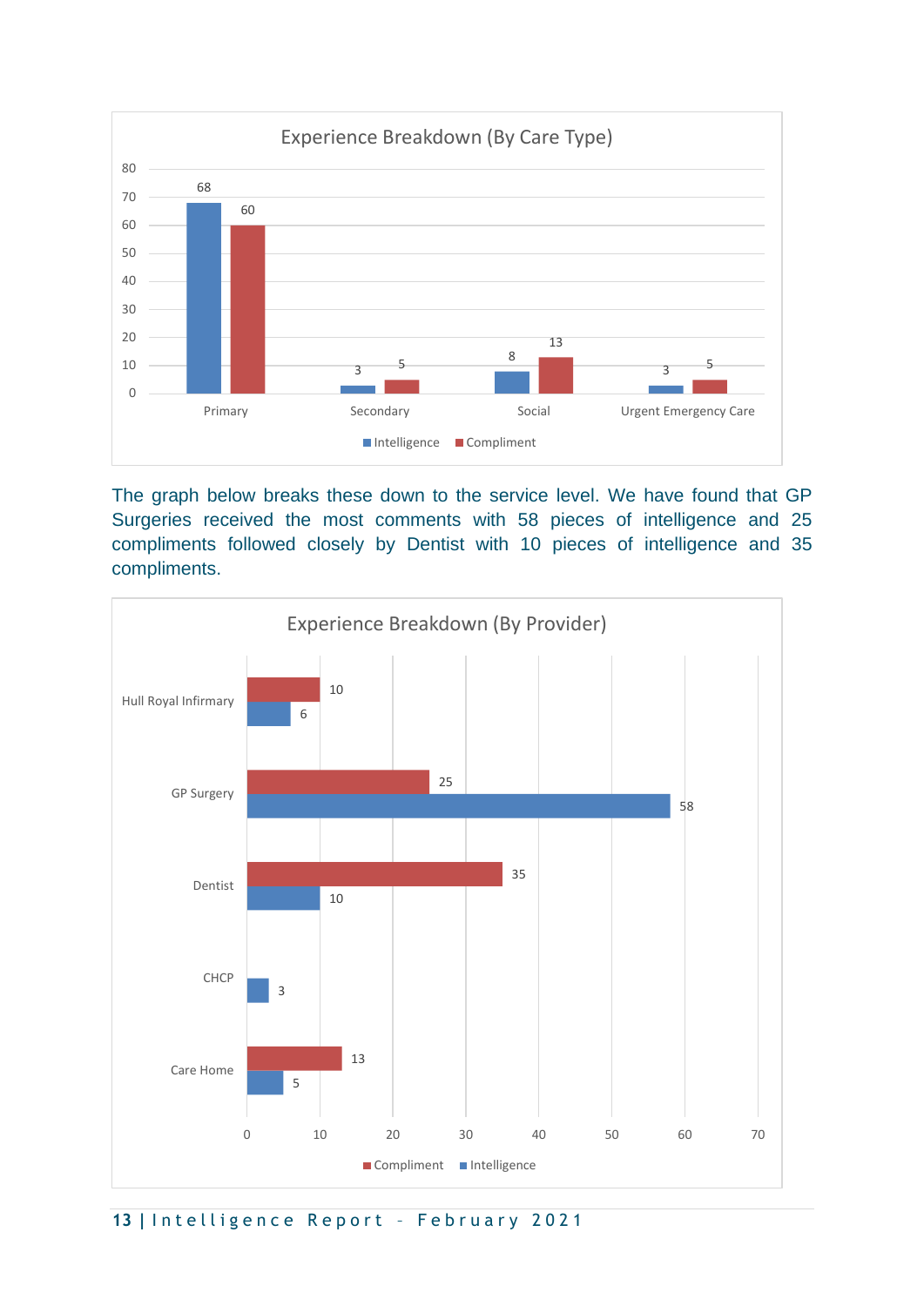**Experience Breakdown (By Care Type)**

| Care Type | Intelligence | Compliment |
|---|---|---|
| Primary | 68 | 60 |
| Secondary | 3 | 5 |
| Social | 8 | 13 |
| Urgent Emergency Care | 3 | 5 |

The graph below breaks these down to the service level. We have found that GP Surgeries received the most comments with 58 pieces of intelligence and 25 compliments followed closely by Dentist with 10 pieces of intelligence and 35 compliments.

**Experience Breakdown (By Provider)**

| Provider | Compliment | Intelligence |
|---|---|---|
| Hull Royal Infirmary | 10 | 6 |
| GP Surgery | 25 | 58 |
| Dentist | 35 | 10 |
| CHCP | | 3 |
| Care Home | 13 | 5 |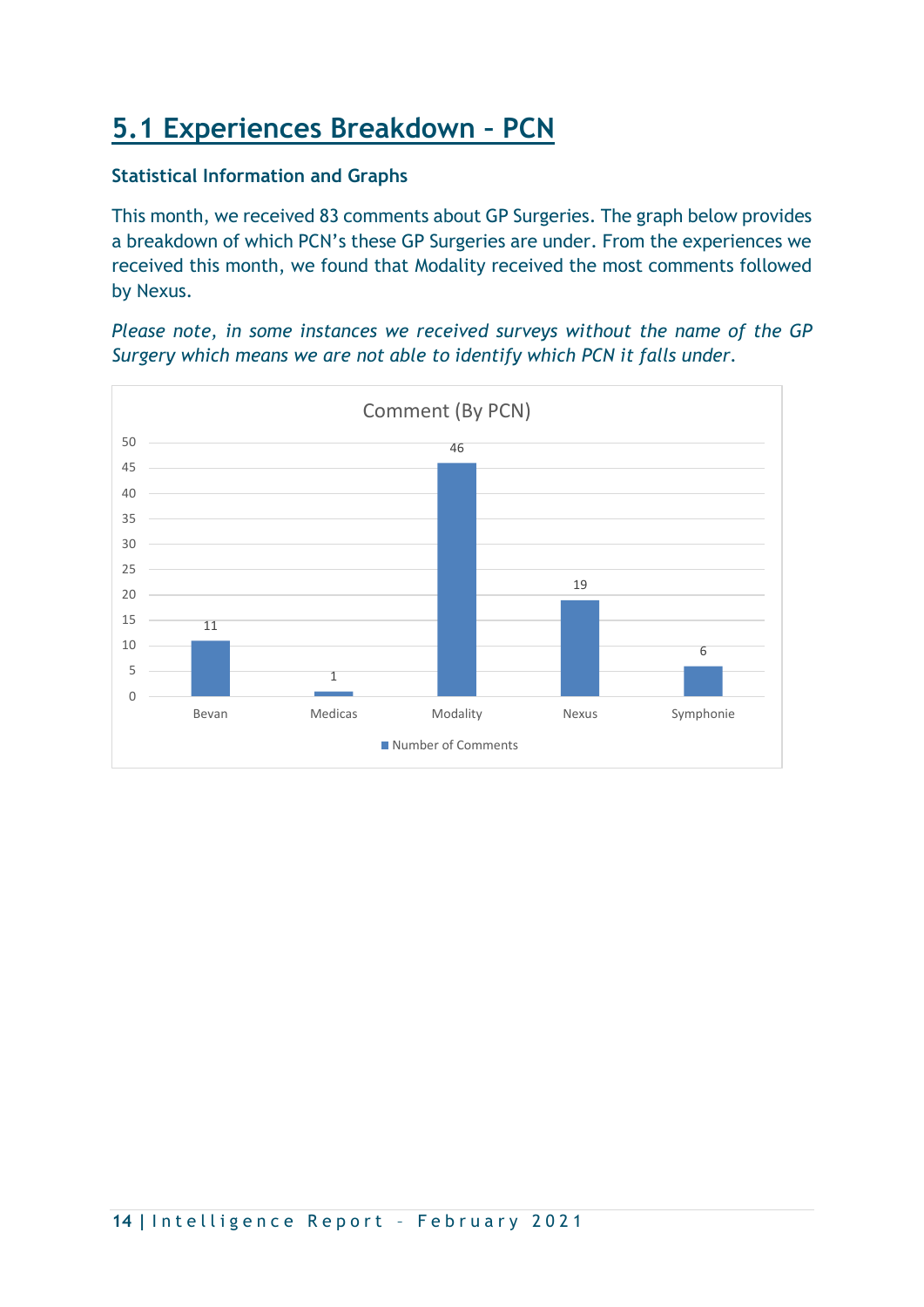## 5.1 Experiences Breakdown – PCN

**Statistical Information and Graphs**

This month, we received 83 comments about GP Surgeries. The graph below provides a breakdown of which PCN's these GP Surgeries are under. From the experiences we received this month, we found that Modality received the most comments followed by Nexus.

*Please note, in some instances we received surveys without the name of the GP Surgery which means we are not able to identify which PCN it falls under.*

Comment (By PCN)

| PCN | Number of Comments |
| --- | --- |
| Bevan | 11 |
| Medicas | 1 |
| Modality | 46 |
| Nexus | 19 |
| Symphonie | 6 |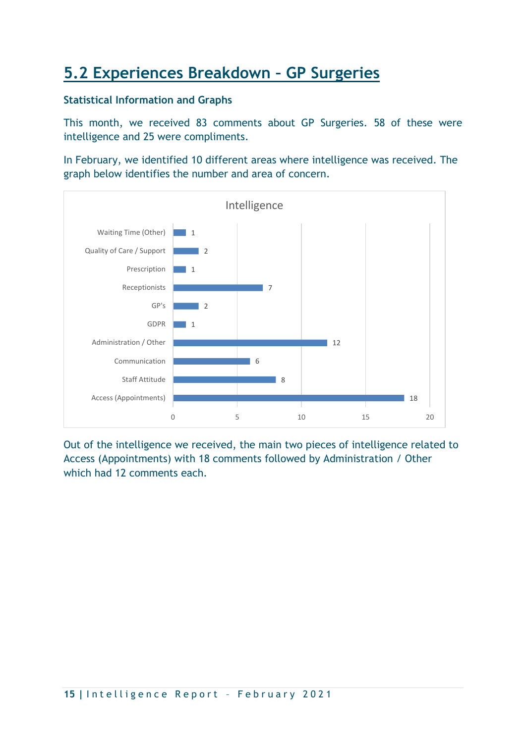## 5.2 Experiences Breakdown – GP Surgeries

**Statistical Information and Graphs**

This month, we received 83 comments about GP Surgeries. 58 of these were intelligence and 25 were compliments.

In February, we identified 10 different areas where intelligence was received. The graph below identifies the number and area of concern.

**Intelligence**

| Area | Count |
|---|---|
| Waiting Time (Other) | 1 |
| Quality of Care / Support | 2 |
| Prescription | 1 |
| Receptionists | 7 |
| GP's | 2 |
| GDPR | 1 |
| Administration / Other | 12 |
| Communication | 6 |
| Staff Attitude | 8 |
| Access (Appointments) | 18 |

Out of the intelligence we received, the main two pieces of intelligence related to Access (Appointments) with 18 comments followed by Administration / Other which had 12 comments each.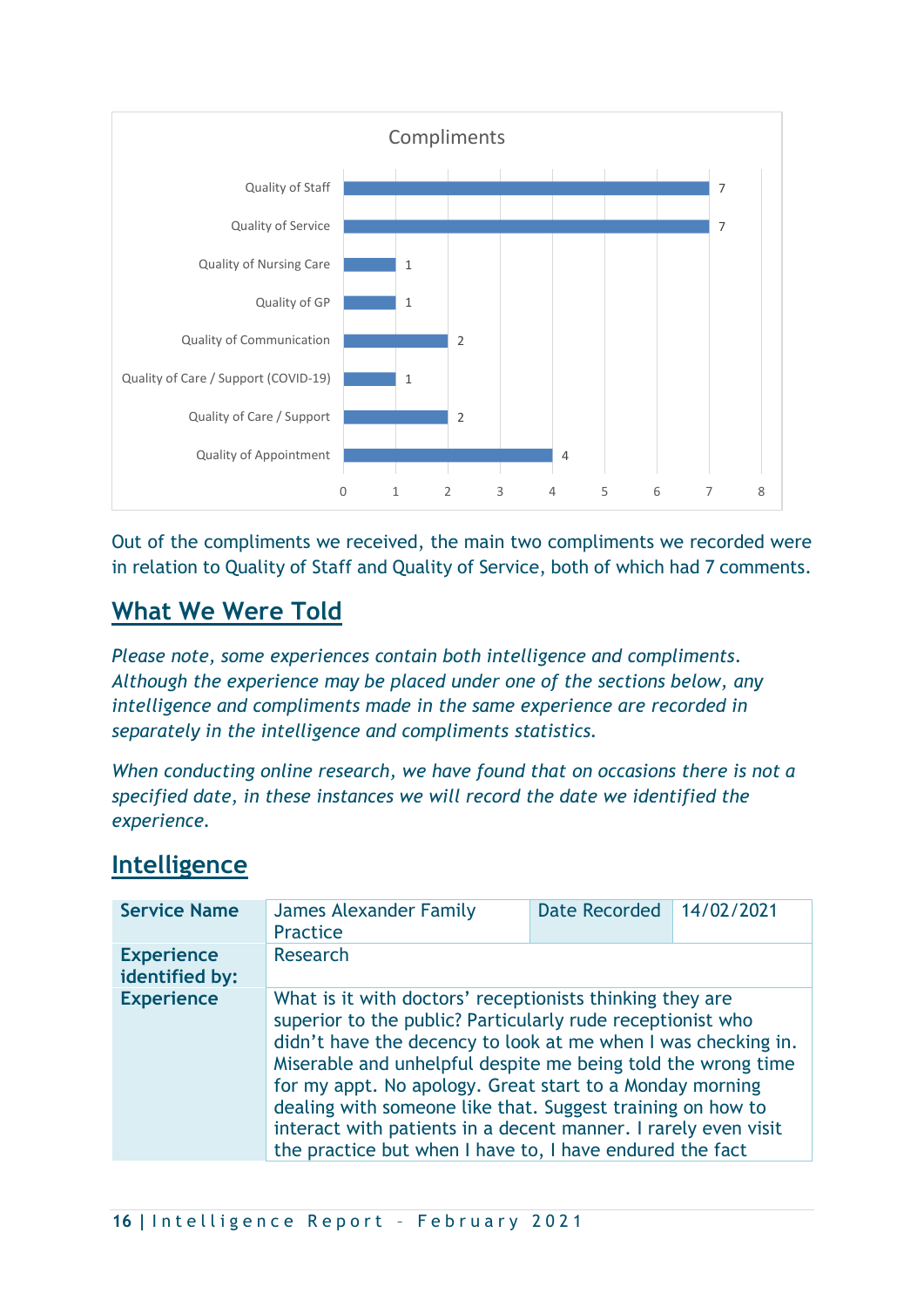Compliments

| Category | Count |
|---|---|
| Quality of Staff | 7 |
| Quality of Service | 7 |
| Quality of Nursing Care | 1 |
| Quality of GP | 1 |
| Quality of Communication | 2 |
| Quality of Care / Support (COVID-19) | 1 |
| Quality of Care / Support | 2 |
| Quality of Appointment | 4 |

Out of the compliments we received, the main two compliments we recorded were in relation to Quality of Staff and Quality of Service, both of which had 7 comments.

## What We Were Told

*Please note, some experiences contain both intelligence and compliments. Although the experience may be placed under one of the sections below, any intelligence and compliments made in the same experience are recorded in separately in the intelligence and compliments statistics.*

*When conducting online research, we have found that on occasions there is not a specified date, in these instances we will record the date we identified the experience.*

## Intelligence

| **Service Name** | James Alexander Family Practice | Date Recorded | 14/02/2021 |
|---|---|---|---|
| **Experience identified by:** | Research | | |
| **Experience** | What is it with doctors' receptionists thinking they are superior to the public? Particularly rude receptionist who didn't have the decency to look at me when I was checking in. Miserable and unhelpful despite me being told the wrong time for my appt. No apology. Great start to a Monday morning dealing with someone like that. Suggest training on how to interact with patients in a decent manner. I rarely even visit the practice but when I have to, I have endured the fact | | |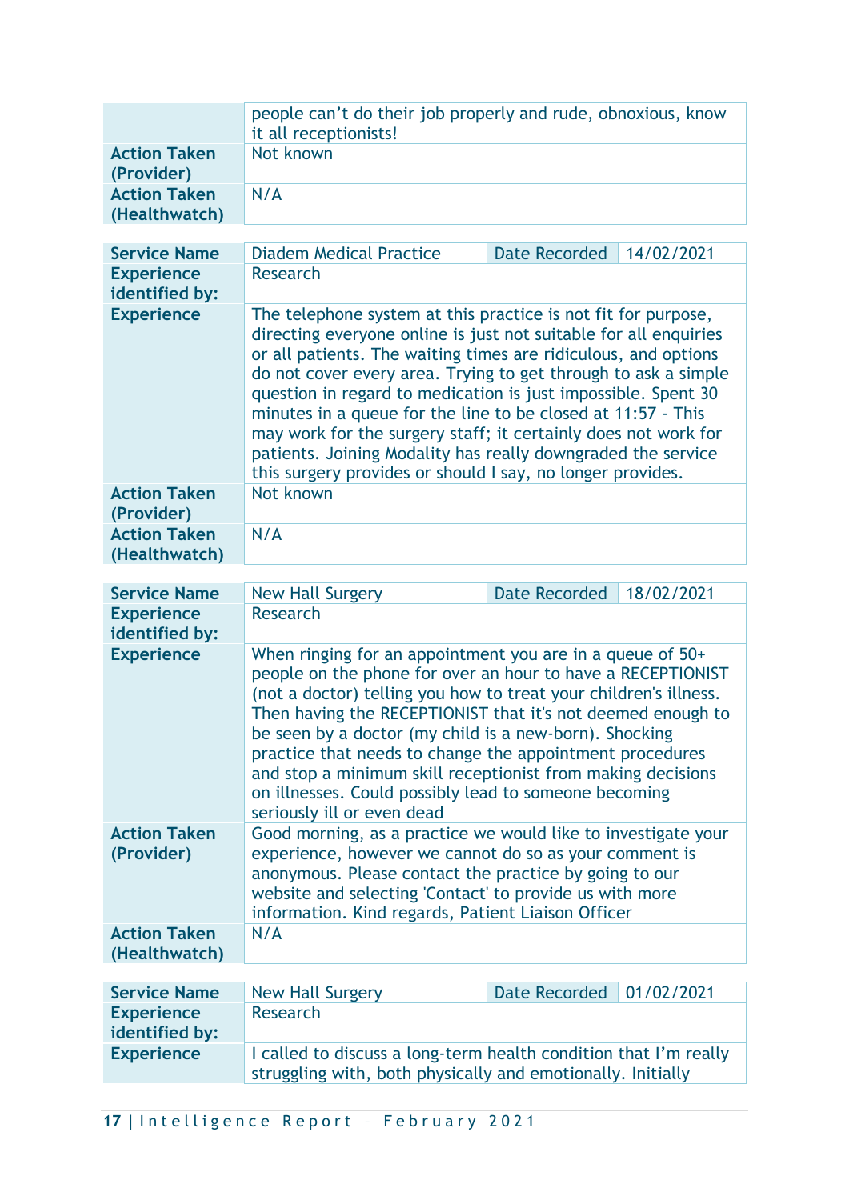| | |
|---|---|
| | people can't do their job properly and rude, obnoxious, know it all receptionists! |
| **Action Taken (Provider)** | Not known |
| **Action Taken (Healthwatch)** | N/A |

| **Service Name** | Diadem Medical Practice | **Date Recorded** | 14/02/2021 |
|---|---|---|---|
| **Experience identified by:** | Research | | |
| **Experience** | The telephone system at this practice is not fit for purpose, directing everyone online is just not suitable for all enquiries or all patients. The waiting times are ridiculous, and options do not cover every area. Trying to get through to ask a simple question in regard to medication is just impossible. Spent 30 minutes in a queue for the line to be closed at 11:57 - This may work for the surgery staff; it certainly does not work for patients. Joining Modality has really downgraded the service this surgery provides or should I say, no longer provides. | | |
| **Action Taken (Provider)** | Not known | | |
| **Action Taken (Healthwatch)** | N/A | | |

| **Service Name** | New Hall Surgery | **Date Recorded** | 18/02/2021 |
|---|---|---|---|
| **Experience identified by:** | Research | | |
| **Experience** | When ringing for an appointment you are in a queue of 50+ people on the phone for over an hour to have a RECEPTIONIST (not a doctor) telling you how to treat your children's illness. Then having the RECEPTIONIST that it's not deemed enough to be seen by a doctor (my child is a new-born). Shocking practice that needs to change the appointment procedures and stop a minimum skill receptionist from making decisions on illnesses. Could possibly lead to someone becoming seriously ill or even dead | | |
| **Action Taken (Provider)** | Good morning, as a practice we would like to investigate your experience, however we cannot do so as your comment is anonymous. Please contact the practice by going to our website and selecting 'Contact' to provide us with more information. Kind regards, Patient Liaison Officer | | |
| **Action Taken (Healthwatch)** | N/A | | |

| **Service Name** | New Hall Surgery | **Date Recorded** | 01/02/2021 |
|---|---|---|---|
| **Experience identified by:** | Research | | |
| **Experience** | I called to discuss a long-term health condition that I'm really struggling with, both physically and emotionally. Initially | | |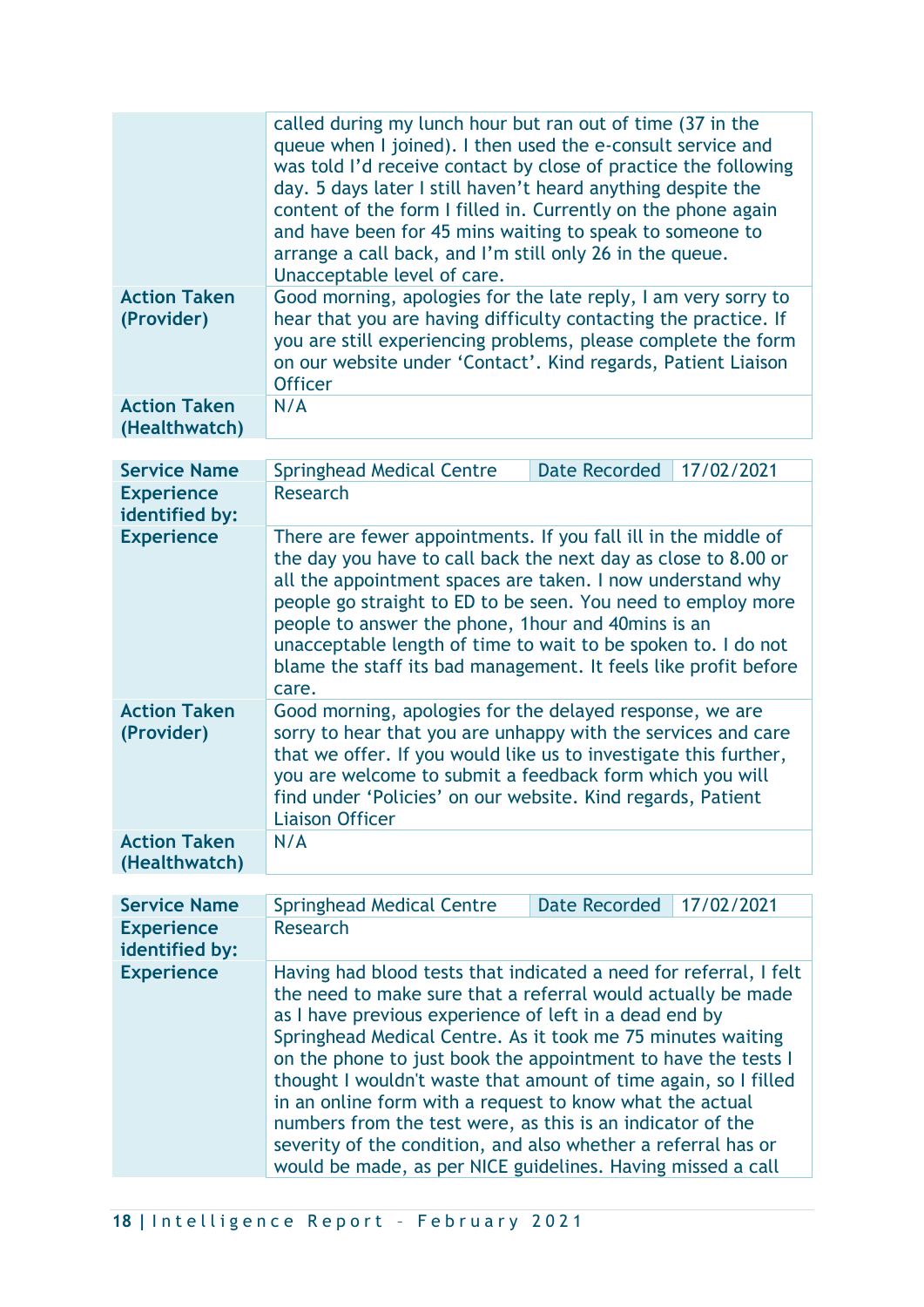| | |
|---|---|
| | called during my lunch hour but ran out of time (37 in the queue when I joined). I then used the e-consult service and was told I'd receive contact by close of practice the following day. 5 days later I still haven't heard anything despite the content of the form I filled in. Currently on the phone again and have been for 45 mins waiting to speak to someone to arrange a call back, and I'm still only 26 in the queue. Unacceptable level of care. |
| **Action Taken (Provider)** | Good morning, apologies for the late reply, I am very sorry to hear that you are having difficulty contacting the practice. If you are still experiencing problems, please complete the form on our website under 'Contact'. Kind regards, Patient Liaison Officer |
| **Action Taken (Healthwatch)** | N/A |

| **Service Name** | Springhead Medical Centre | **Date Recorded** | 17/02/2021 |
|---|---|---|---|
| **Experience identified by:** | Research | | |
| **Experience** | There are fewer appointments. If you fall ill in the middle of the day you have to call back the next day as close to 8.00 or all the appointment spaces are taken. I now understand why people go straight to ED to be seen. You need to employ more people to answer the phone, 1hour and 40mins is an unacceptable length of time to wait to be spoken to. I do not blame the staff its bad management. It feels like profit before care. | | |
| **Action Taken (Provider)** | Good morning, apologies for the delayed response, we are sorry to hear that you are unhappy with the services and care that we offer. If you would like us to investigate this further, you are welcome to submit a feedback form which you will find under 'Policies' on our website. Kind regards, Patient Liaison Officer | | |
| **Action Taken (Healthwatch)** | N/A | | |

| **Service Name** | Springhead Medical Centre | **Date Recorded** | 17/02/2021 |
|---|---|---|---|
| **Experience identified by:** | Research | | |
| **Experience** | Having had blood tests that indicated a need for referral, I felt the need to make sure that a referral would actually be made as I have previous experience of left in a dead end by Springhead Medical Centre. As it took me 75 minutes waiting on the phone to just book the appointment to have the tests I thought I wouldn't waste that amount of time again, so I filled in an online form with a request to know what the actual numbers from the test were, as this is an indicator of the severity of the condition, and also whether a referral has or would be made, as per NICE guidelines. Having missed a call | | |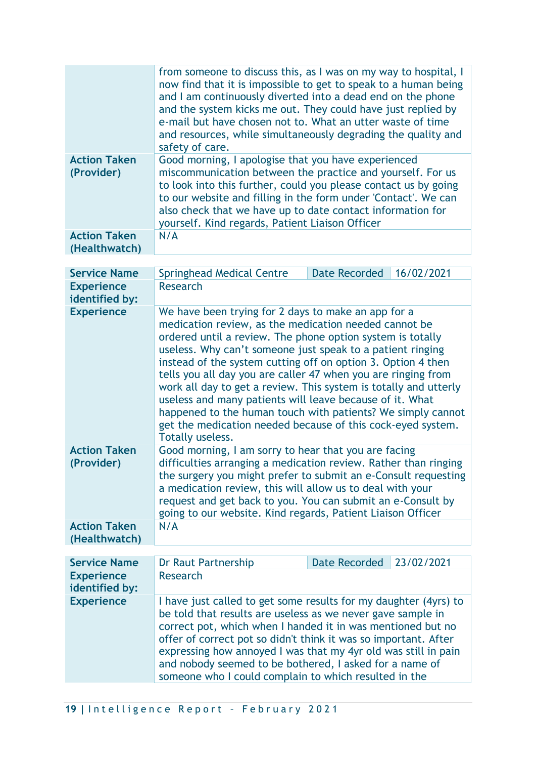| | |
|---|---|
| | from someone to discuss this, as I was on my way to hospital, I now find that it is impossible to get to speak to a human being and I am continuously diverted into a dead end on the phone and the system kicks me out. They could have just replied by e-mail but have chosen not to. What an utter waste of time and resources, while simultaneously degrading the quality and safety of care. |
| **Action Taken (Provider)** | Good morning, I apologise that you have experienced miscommunication between the practice and yourself. For us to look into this further, could you please contact us by going to our website and filling in the form under 'Contact'. We can also check that we have up to date contact information for yourself. Kind regards, Patient Liaison Officer |
| **Action Taken (Healthwatch)** | N/A |

| **Service Name** | Springhead Medical Centre | Date Recorded | 16/02/2021 |
|---|---|---|---|
| **Experience identified by:** | Research | | |
| **Experience** | We have been trying for 2 days to make an app for a medication review, as the medication needed cannot be ordered until a review. The phone option system is totally useless. Why can't someone just speak to a patient ringing instead of the system cutting off on option 3. Option 4 then tells you all day you are caller 47 when you are ringing from work all day to get a review. This system is totally and utterly useless and many patients will leave because of it. What happened to the human touch with patients? We simply cannot get the medication needed because of this cock-eyed system. Totally useless. | | |
| **Action Taken (Provider)** | Good morning, I am sorry to hear that you are facing difficulties arranging a medication review. Rather than ringing the surgery you might prefer to submit an e-Consult requesting a medication review, this will allow us to deal with your request and get back to you. You can submit an e-Consult by going to our website. Kind regards, Patient Liaison Officer | | |
| **Action Taken (Healthwatch)** | N/A | | |

| **Service Name** | Dr Raut Partnership | Date Recorded | 23/02/2021 |
|---|---|---|---|
| **Experience identified by:** | Research | | |
| **Experience** | I have just called to get some results for my daughter (4yrs) to be told that results are useless as we never gave sample in correct pot, which when I handed it in was mentioned but no offer of correct pot so didn't think it was so important. After expressing how annoyed I was that my 4yr old was still in pain and nobody seemed to be bothered, I asked for a name of someone who I could complain to which resulted in the | | |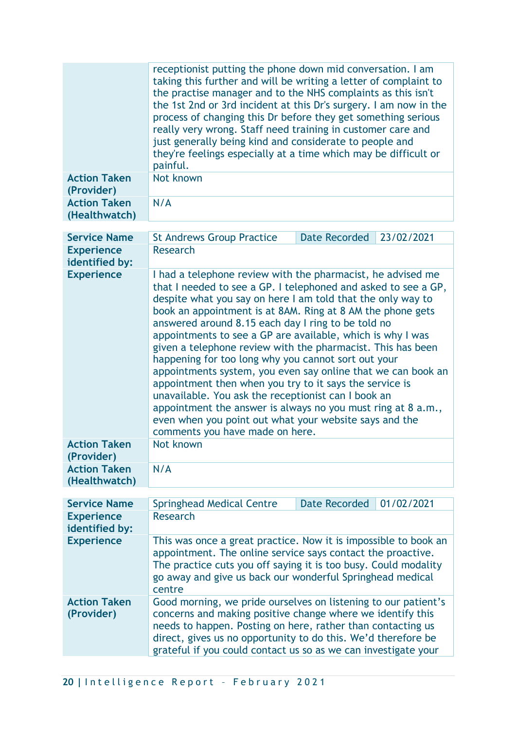| | |
|---|---|
| | receptionist putting the phone down mid conversation. I am taking this further and will be writing a letter of complaint to the practise manager and to the NHS complaints as this isn't the 1st 2nd or 3rd incident at this Dr's surgery. I am now in the process of changing this Dr before they get something serious really very wrong. Staff need training in customer care and just generally being kind and considerate to people and they're feelings especially at a time which may be difficult or painful. |
| **Action Taken (Provider)** | Not known |
| **Action Taken (Healthwatch)** | N/A |

| **Service Name** | St Andrews Group Practice | Date Recorded | 23/02/2021 |
|---|---|---|---|
| **Experience identified by:** | Research | | |
| **Experience** | I had a telephone review with the pharmacist, he advised me that I needed to see a GP. I telephoned and asked to see a GP, despite what you say on here I am told that the only way to book an appointment is at 8AM. Ring at 8 AM the phone gets answered around 8.15 each day I ring to be told no appointments to see a GP are available, which is why I was given a telephone review with the pharmacist. This has been happening for too long why you cannot sort out your appointments system, you even say online that we can book an appointment then when you try to it says the service is unavailable. You ask the receptionist can I book an appointment the answer is always no you must ring at 8 a.m., even when you point out what your website says and the comments you have made on here. | | |
| **Action Taken (Provider)** | Not known | | |
| **Action Taken (Healthwatch)** | N/A | | |

| **Service Name** | Springhead Medical Centre | Date Recorded | 01/02/2021 |
|---|---|---|---|
| **Experience identified by:** | Research | | |
| **Experience** | This was once a great practice. Now it is impossible to book an appointment. The online service says contact the proactive. The practice cuts you off saying it is too busy. Could modality go away and give us back our wonderful Springhead medical centre | | |
| **Action Taken (Provider)** | Good morning, we pride ourselves on listening to our patient's concerns and making positive change where we identify this needs to happen. Posting on here, rather than contacting us direct, gives us no opportunity to do this. We'd therefore be grateful if you could contact us so as we can investigate your | | |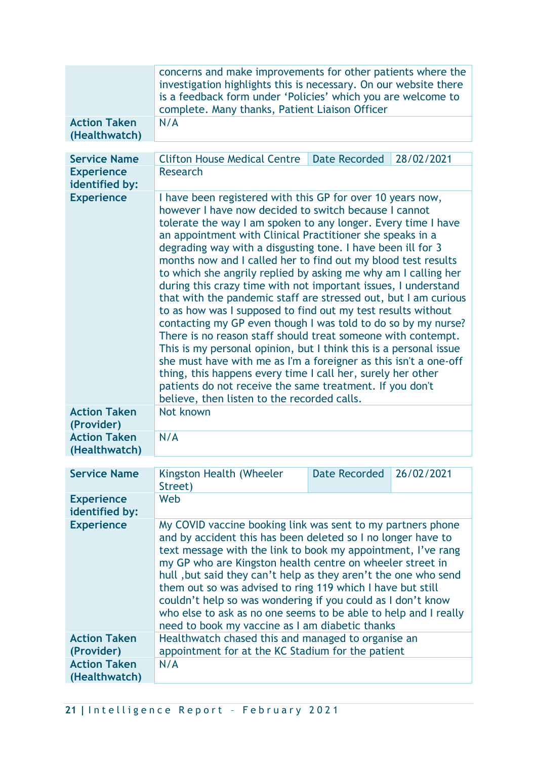| | |
|---|---|
| | concerns and make improvements for other patients where the investigation highlights this is necessary. On our website there is a feedback form under 'Policies' which you are welcome to complete. Many thanks, Patient Liaison Officer |
| **Action Taken (Healthwatch)** | N/A |

| **Service Name** | Clifton House Medical Centre | Date Recorded | 28/02/2021 |
|---|---|---|---|
| **Experience identified by:** | Research | | |
| **Experience** | I have been registered with this GP for over 10 years now, however I have now decided to switch because I cannot tolerate the way I am spoken to any longer. Every time I have an appointment with Clinical Practitioner she speaks in a degrading way with a disgusting tone. I have been ill for 3 months now and I called her to find out my blood test results to which she angrily replied by asking me why am I calling her during this crazy time with not important issues, I understand that with the pandemic staff are stressed out, but I am curious to as how was I supposed to find out my test results without contacting my GP even though I was told to do so by my nurse? There is no reason staff should treat someone with contempt. This is my personal opinion, but I think this is a personal issue she must have with me as I'm a foreigner as this isn't a one-off thing, this happens every time I call her, surely her other patients do not receive the same treatment. If you don't believe, then listen to the recorded calls. | | |
| **Action Taken (Provider)** | Not known | | |
| **Action Taken (Healthwatch)** | N/A | | |

| **Service Name** | Kingston Health (Wheeler Street) | Date Recorded | 26/02/2021 |
|---|---|---|---|
| **Experience identified by:** | Web | | |
| **Experience** | My COVID vaccine booking link was sent to my partners phone and by accident this has been deleted so I no longer have to text message with the link to book my appointment, I've rang my GP who are Kingston health centre on wheeler street in hull ,but said they can't help as they aren't the one who send them out so was advised to ring 119 which I have but still couldn't help so was wondering if you could as I don't know who else to ask as no one seems to be able to help and I really need to book my vaccine as I am diabetic thanks | | |
| **Action Taken (Provider)** | Healthwatch chased this and managed to organise an appointment for at the KC Stadium for the patient | | |
| **Action Taken (Healthwatch)** | N/A | | |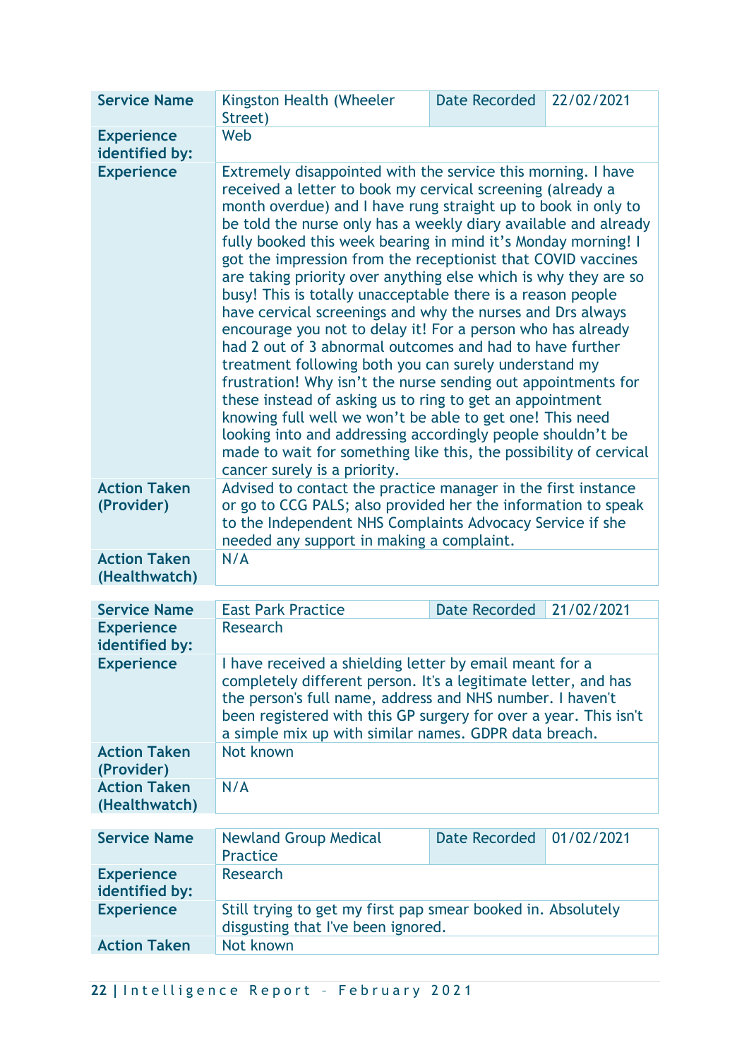| Service Name | Kingston Health (Wheeler Street) | Date Recorded | 22/02/2021 |
|---|---|---|---|
| Experience identified by: | Web | | |
| Experience | Extremely disappointed with the service this morning. I have received a letter to book my cervical screening (already a month overdue) and I have rung straight up to book in only to be told the nurse only has a weekly diary available and already fully booked this week bearing in mind it's Monday morning! I got the impression from the receptionist that COVID vaccines are taking priority over anything else which is why they are so busy! This is totally unacceptable there is a reason people have cervical screenings and why the nurses and Drs always encourage you not to delay it! For a person who has already had 2 out of 3 abnormal outcomes and had to have further treatment following both you can surely understand my frustration! Why isn't the nurse sending out appointments for these instead of asking us to ring to get an appointment knowing full well we won't be able to get one! This need looking into and addressing accordingly people shouldn't be made to wait for something like this, the possibility of cervical cancer surely is a priority. | | |
| Action Taken (Provider) | Advised to contact the practice manager in the first instance or go to CCG PALS; also provided her the information to speak to the Independent NHS Complaints Advocacy Service if she needed any support in making a complaint. | | |
| Action Taken (Healthwatch) | N/A | | |

| Service Name | East Park Practice | Date Recorded | 21/02/2021 |
|---|---|---|---|
| Experience identified by: | Research | | |
| Experience | I have received a shielding letter by email meant for a completely different person. It's a legitimate letter, and has the person's full name, address and NHS number. I haven't been registered with this GP surgery for over a year. This isn't a simple mix up with similar names. GDPR data breach. | | |
| Action Taken (Provider) | Not known | | |
| Action Taken (Healthwatch) | N/A | | |

| Service Name | Newland Group Medical Practice | Date Recorded | 01/02/2021 |
|---|---|---|---|
| Experience identified by: | Research | | |
| Experience | Still trying to get my first pap smear booked in. Absolutely disgusting that I've been ignored. | | |
| Action Taken | Not known | | |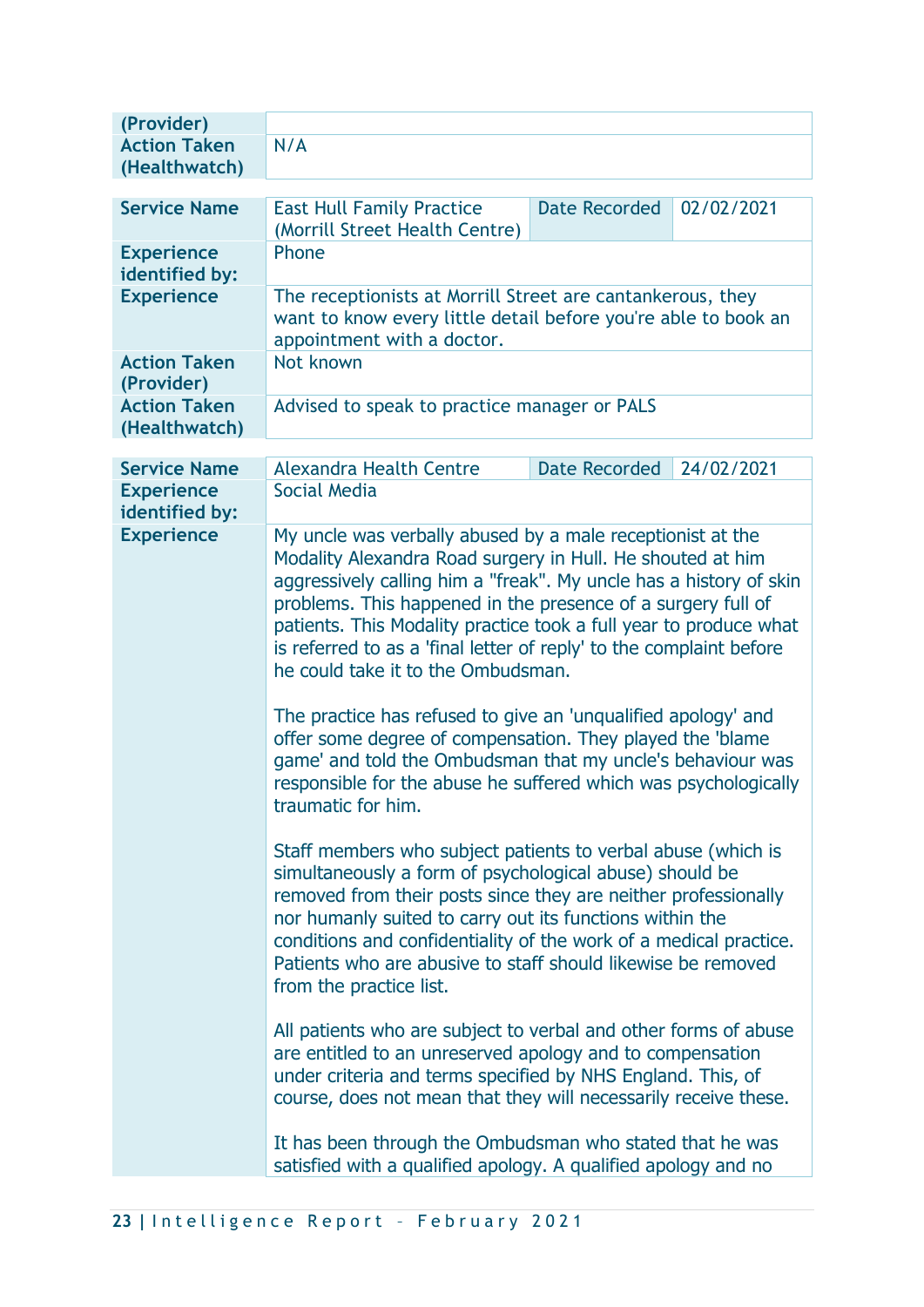| (Provider) | |
|---|---|
| **Action Taken (Healthwatch)** | N/A |

| **Service Name** | East Hull Family Practice (Morrill Street Health Centre) | Date Recorded | 02/02/2021 |
|---|---|---|---|
| **Experience identified by:** | Phone | | |
| **Experience** | The receptionists at Morrill Street are cantankerous, they want to know every little detail before you're able to book an appointment with a doctor. | | |
| **Action Taken (Provider)** | Not known | | |
| **Action Taken (Healthwatch)** | Advised to speak to practice manager or PALS | | |

| **Service Name** | Alexandra Health Centre | Date Recorded | 24/02/2021 |
|---|---|---|---|
| **Experience identified by:** | Social Media | | |
| **Experience** | My uncle was verbally abused by a male receptionist at the Modality Alexandra Road surgery in Hull. He shouted at him aggressively calling him a "freak". My uncle has a history of skin problems. This happened in the presence of a surgery full of patients. This Modality practice took a full year to produce what is referred to as a 'final letter of reply' to the complaint before he could take it to the Ombudsman.<br><br>The practice has refused to give an 'unqualified apology' and offer some degree of compensation. They played the 'blame game' and told the Ombudsman that my uncle's behaviour was responsible for the abuse he suffered which was psychologically traumatic for him.<br><br>Staff members who subject patients to verbal abuse (which is simultaneously a form of psychological abuse) should be removed from their posts since they are neither professionally nor humanly suited to carry out its functions within the conditions and confidentiality of the work of a medical practice. Patients who are abusive to staff should likewise be removed from the practice list.<br><br>All patients who are subject to verbal and other forms of abuse are entitled to an unreserved apology and to compensation under criteria and terms specified by NHS England. This, of course, does not mean that they will necessarily receive these.<br><br>It has been through the Ombudsman who stated that he was satisfied with a qualified apology. A qualified apology and no | | |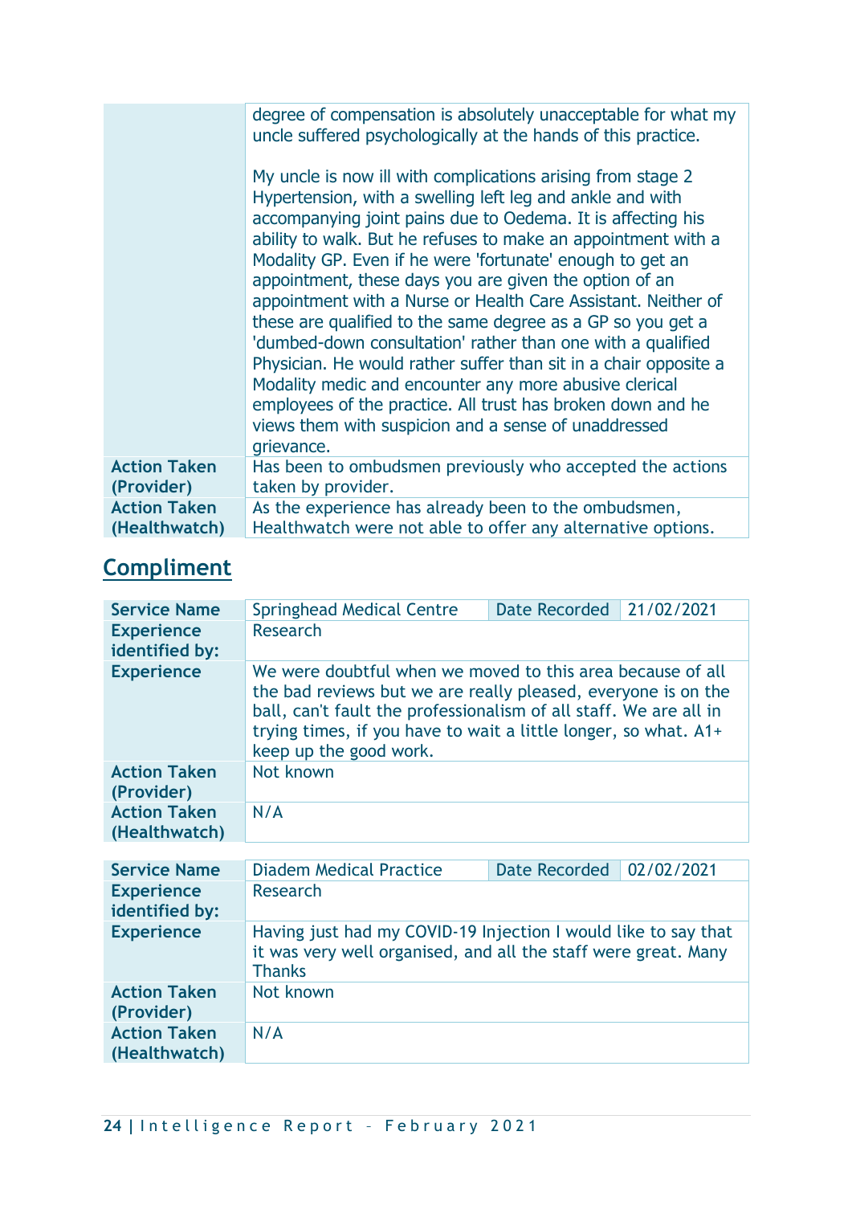| | |
|---|---|
| | degree of compensation is absolutely unacceptable for what my uncle suffered psychologically at the hands of this practice.<br><br>My uncle is now ill with complications arising from stage 2 Hypertension, with a swelling left leg and ankle and with accompanying joint pains due to Oedema. It is affecting his ability to walk. But he refuses to make an appointment with a Modality GP. Even if he were 'fortunate' enough to get an appointment, these days you are given the option of an appointment with a Nurse or Health Care Assistant. Neither of these are qualified to the same degree as a GP so you get a 'dumbed-down consultation' rather than one with a qualified Physician. He would rather suffer than sit in a chair opposite a Modality medic and encounter any more abusive clerical employees of the practice. All trust has broken down and he views them with suspicion and a sense of unaddressed grievance. |
| **Action Taken (Provider)** | Has been to ombudsmen previously who accepted the actions taken by provider. |
| **Action Taken (Healthwatch)** | As the experience has already been to the ombudsmen, Healthwatch were not able to offer any alternative options. |

## Compliment

| **Service Name** | Springhead Medical Centre | **Date Recorded** | 21/02/2021 |
|---|---|---|---|
| **Experience identified by:** | Research | | |
| **Experience** | We were doubtful when we moved to this area because of all the bad reviews but we are really pleased, everyone is on the ball, can't fault the professionalism of all staff. We are all in trying times, if you have to wait a little longer, so what. A1+ keep up the good work. | | |
| **Action Taken (Provider)** | Not known | | |
| **Action Taken (Healthwatch)** | N/A | | |

| **Service Name** | Diadem Medical Practice | **Date Recorded** | 02/02/2021 |
|---|---|---|---|
| **Experience identified by:** | Research | | |
| **Experience** | Having just had my COVID-19 Injection I would like to say that it was very well organised, and all the staff were great. Many Thanks | | |
| **Action Taken (Provider)** | Not known | | |
| **Action Taken (Healthwatch)** | N/A | | |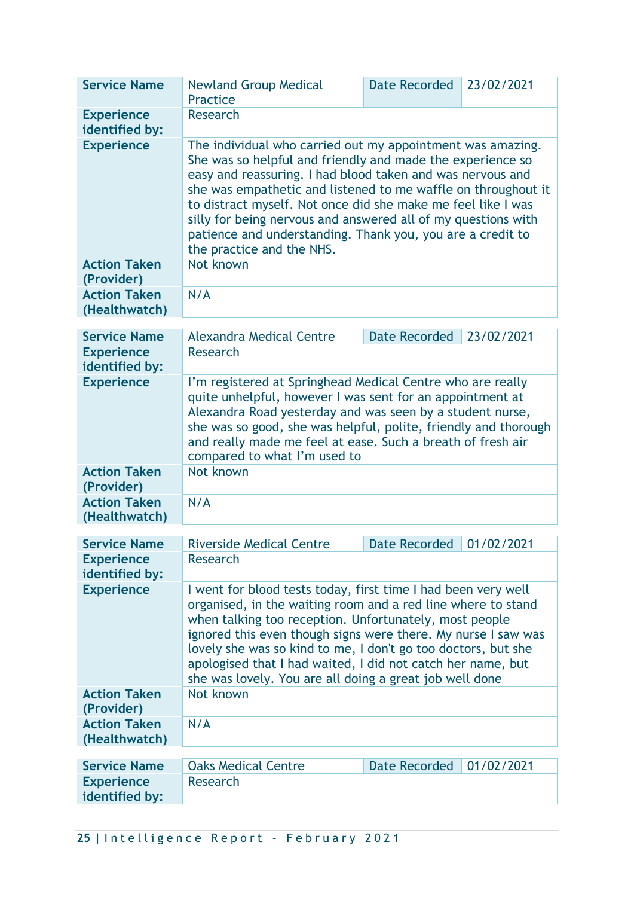| Service Name | Newland Group Medical Practice | Date Recorded | 23/02/2021 |
|---|---|---|---|
| Experience identified by: | Research | | |
| Experience | The individual who carried out my appointment was amazing. She was so helpful and friendly and made the experience so easy and reassuring. I had blood taken and was nervous and she was empathetic and listened to me waffle on throughout it to distract myself. Not once did she make me feel like I was silly for being nervous and answered all of my questions with patience and understanding. Thank you, you are a credit to the practice and the NHS. | | |
| Action Taken (Provider) | Not known | | |
| Action Taken (Healthwatch) | N/A | | |

| Service Name | Alexandra Medical Centre | Date Recorded | 23/02/2021 |
|---|---|---|---|
| Experience identified by: | Research | | |
| Experience | I'm registered at Springhead Medical Centre who are really quite unhelpful, however I was sent for an appointment at Alexandra Road yesterday and was seen by a student nurse, she was so good, she was helpful, polite, friendly and thorough and really made me feel at ease. Such a breath of fresh air compared to what I'm used to | | |
| Action Taken (Provider) | Not known | | |
| Action Taken (Healthwatch) | N/A | | |

| Service Name | Riverside Medical Centre | Date Recorded | 01/02/2021 |
|---|---|---|---|
| Experience identified by: | Research | | |
| Experience | I went for blood tests today, first time I had been very well organised, in the waiting room and a red line where to stand when talking too reception. Unfortunately, most people ignored this even though signs were there. My nurse I saw was lovely she was so kind to me, I don't go too doctors, but she apologised that I had waited, I did not catch her name, but she was lovely. You are all doing a great job well done | | |
| Action Taken (Provider) | Not known | | |
| Action Taken (Healthwatch) | N/A | | |

| Service Name | Oaks Medical Centre | Date Recorded | 01/02/2021 |
|---|---|---|---|
| Experience identified by: | Research | | |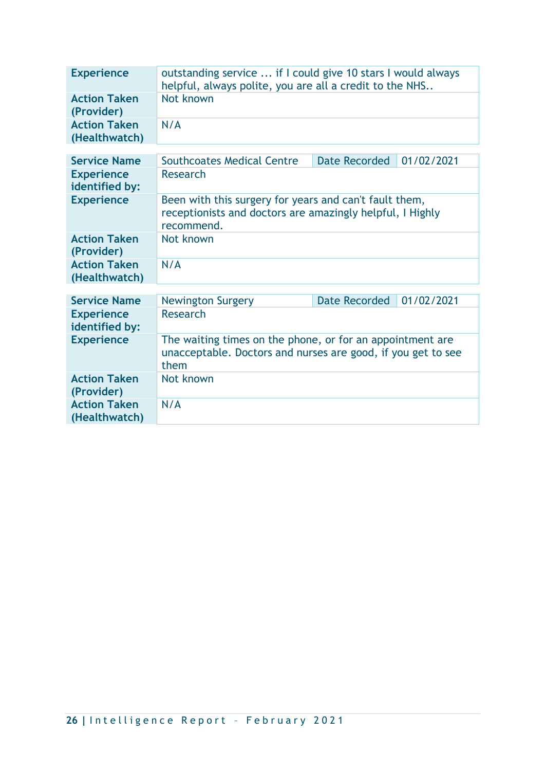| | |
|---|---|
| **Experience** | outstanding service ... if I could give 10 stars I would always helpful, always polite, you are all a credit to the NHS.. |
| **Action Taken (Provider)** | Not known |
| **Action Taken (Healthwatch)** | N/A |

| **Service Name** | Southcoates Medical Centre | Date Recorded | 01/02/2021 |
|---|---|---|---|
| **Experience identified by:** | Research | | |
| **Experience** | Been with this surgery for years and can't fault them, receptionists and doctors are amazingly helpful, I Highly recommend. | | |
| **Action Taken (Provider)** | Not known | | |
| **Action Taken (Healthwatch)** | N/A | | |

| **Service Name** | Newington Surgery | Date Recorded | 01/02/2021 |
|---|---|---|---|
| **Experience identified by:** | Research | | |
| **Experience** | The waiting times on the phone, or for an appointment are unacceptable. Doctors and nurses are good, if you get to see them | | |
| **Action Taken (Provider)** | Not known | | |
| **Action Taken (Healthwatch)** | N/A | | |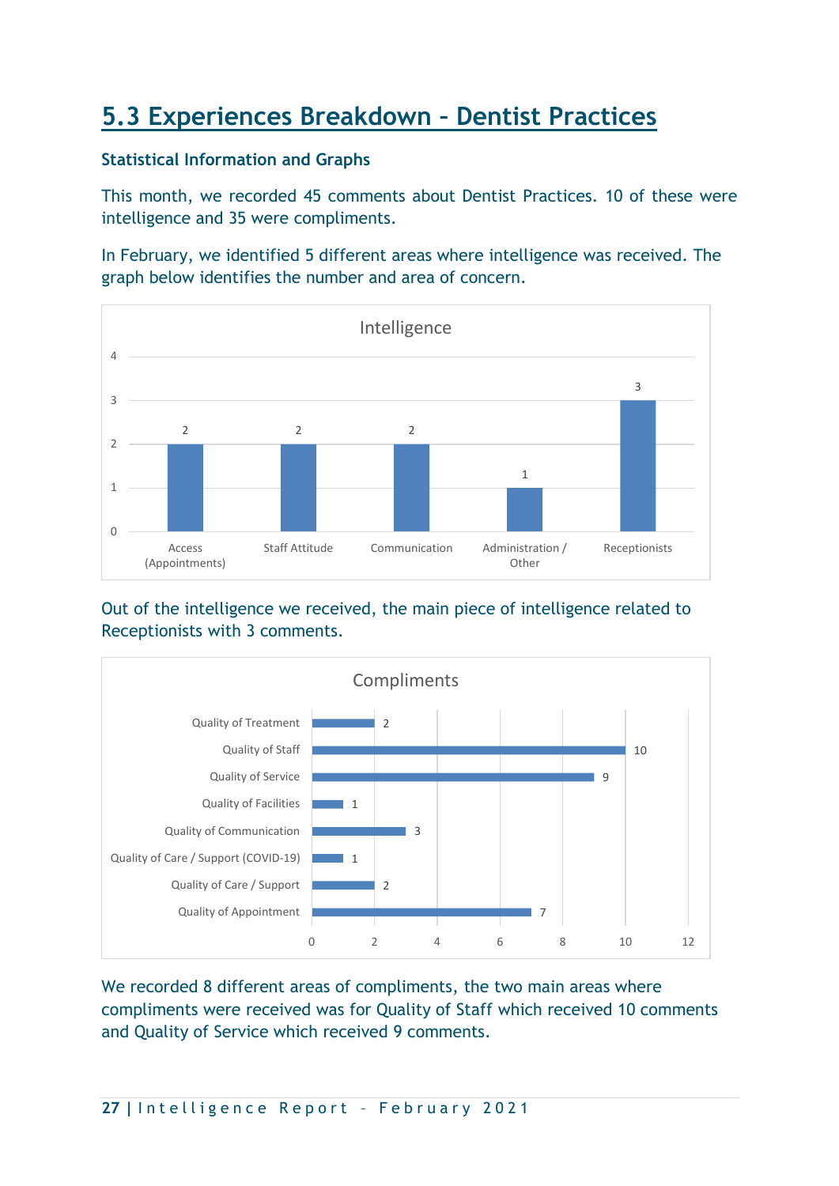## 5.3 Experiences Breakdown – Dentist Practices

**Statistical Information and Graphs**

This month, we recorded 45 comments about Dentist Practices. 10 of these were intelligence and 35 were compliments.

In February, we identified 5 different areas where intelligence was received. The graph below identifies the number and area of concern.

**Intelligence**

| Area | Count |
|---|---|
| Access (Appointments) | 2 |
| Staff Attitude | 2 |
| Communication | 2 |
| Administration / Other | 1 |
| Receptionists | 3 |

Out of the intelligence we received, the main piece of intelligence related to Receptionists with 3 comments.

**Compliments**

| Area | Count |
|---|---|
| Quality of Treatment | 2 |
| Quality of Staff | 10 |
| Quality of Service | 9 |
| Quality of Facilities | 1 |
| Quality of Communication | 3 |
| Quality of Care / Support (COVID-19) | 1 |
| Quality of Care / Support | 2 |
| Quality of Appointment | 7 |

We recorded 8 different areas of compliments, the two main areas where compliments were received was for Quality of Staff which received 10 comments and Quality of Service which received 9 comments.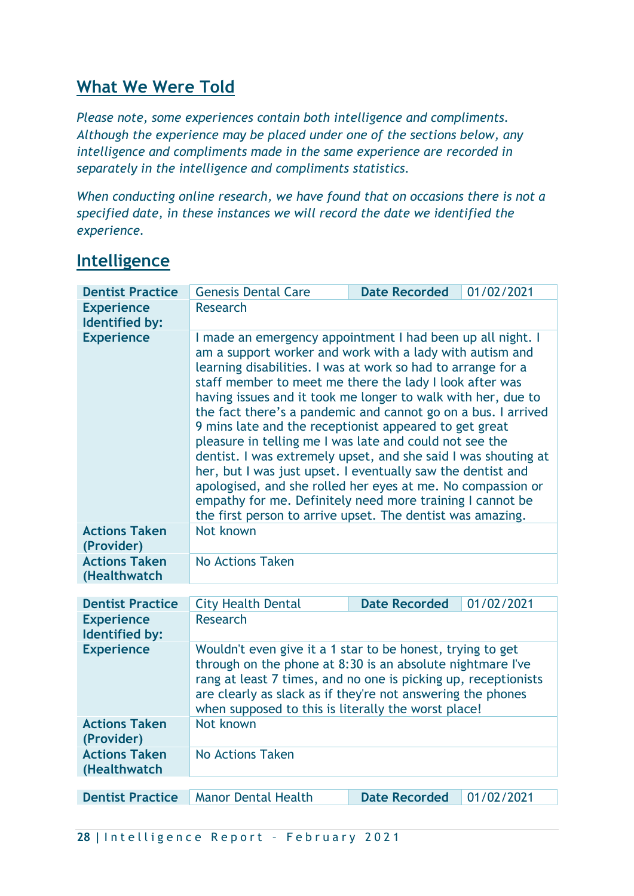## What We Were Told

*Please note, some experiences contain both intelligence and compliments. Although the experience may be placed under one of the sections below, any intelligence and compliments made in the same experience are recorded in separately in the intelligence and compliments statistics.*

*When conducting online research, we have found that on occasions there is not a specified date, in these instances we will record the date we identified the experience.*

## Intelligence

| **Dentist Practice** | Genesis Dental Care | **Date Recorded** | 01/02/2021 |
|---|---|---|---|
| **Experience Identified by:** | Research | | |
| **Experience** | I made an emergency appointment I had been up all night. I am a support worker and work with a lady with autism and learning disabilities. I was at work so had to arrange for a staff member to meet me there the lady I look after was having issues and it took me longer to walk with her, due to the fact there's a pandemic and cannot go on a bus. I arrived 9 mins late and the receptionist appeared to get great pleasure in telling me I was late and could not see the dentist. I was extremely upset, and she said I was shouting at her, but I was just upset. I eventually saw the dentist and apologised, and she rolled her eyes at me. No compassion or empathy for me. Definitely need more training I cannot be the first person to arrive upset. The dentist was amazing. | | |
| **Actions Taken (Provider)** | Not known | | |
| **Actions Taken (Healthwatch** | No Actions Taken | | |

| **Dentist Practice** | City Health Dental | **Date Recorded** | 01/02/2021 |
|---|---|---|---|
| **Experience Identified by:** | Research | | |
| **Experience** | Wouldn't even give it a 1 star to be honest, trying to get through on the phone at 8:30 is an absolute nightmare I've rang at least 7 times, and no one is picking up, receptionists are clearly as slack as if they're not answering the phones when supposed to this is literally the worst place! | | |
| **Actions Taken (Provider)** | Not known | | |
| **Actions Taken (Healthwatch** | No Actions Taken | | |

| **Dentist Practice** | Manor Dental Health | **Date Recorded** | 01/02/2021 |
|---|---|---|---|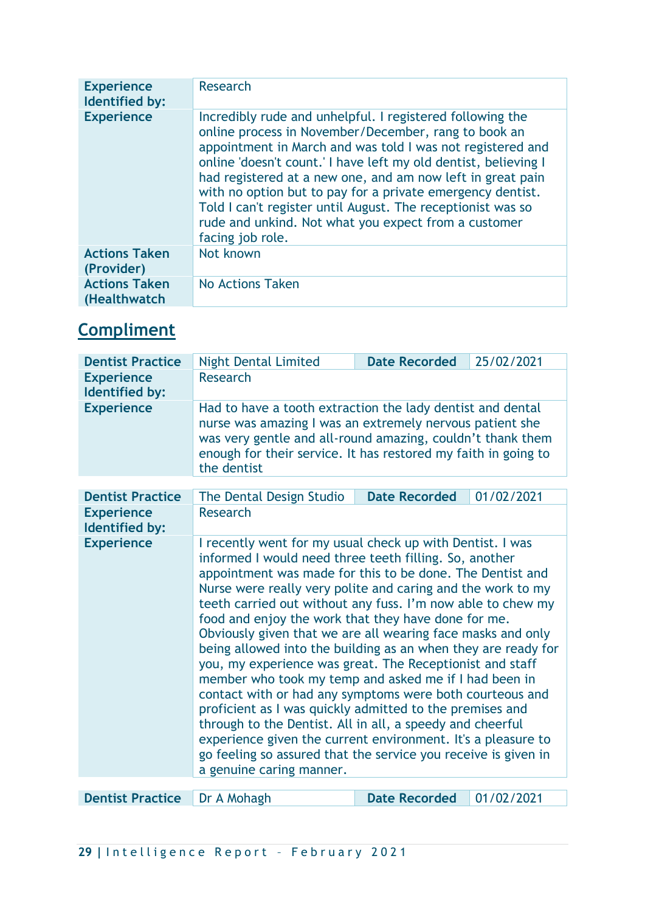| Experience Identified by: | Research |
|---|---|
| Experience | Incredibly rude and unhelpful. I registered following the online process in November/December, rang to book an appointment in March and was told I was not registered and online 'doesn't count.' I have left my old dentist, believing I had registered at a new one, and am now left in great pain with no option but to pay for a private emergency dentist. Told I can't register until August. The receptionist was so rude and unkind. Not what you expect from a customer facing job role. |
| Actions Taken (Provider) | Not known |
| Actions Taken (Healthwatch | No Actions Taken |

## Compliment

| Dentist Practice | Night Dental Limited | Date Recorded | 25/02/2021 |
|---|---|---|---|
| Experience Identified by: | Research | | |
| Experience | Had to have a tooth extraction the lady dentist and dental nurse was amazing I was an extremely nervous patient she was very gentle and all-round amazing, couldn't thank them enough for their service. It has restored my faith in going to the dentist | | |

| Dentist Practice | The Dental Design Studio | Date Recorded | 01/02/2021 |
|---|---|---|---|
| Experience Identified by: | Research | | |
| Experience | I recently went for my usual check up with Dentist. I was informed I would need three teeth filling. So, another appointment was made for this to be done. The Dentist and Nurse were really very polite and caring and the work to my teeth carried out without any fuss. I'm now able to chew my food and enjoy the work that they have done for me. Obviously given that we are all wearing face masks and only being allowed into the building as an when they are ready for you, my experience was great. The Receptionist and staff member who took my temp and asked me if I had been in contact with or had any symptoms were both courteous and proficient as I was quickly admitted to the premises and through to the Dentist. All in all, a speedy and cheerful experience given the current environment. It's a pleasure to go feeling so assured that the service you receive is given in a genuine caring manner. | | |

| Dentist Practice | Dr A Mohagh | Date Recorded | 01/02/2021 |
|---|---|---|---|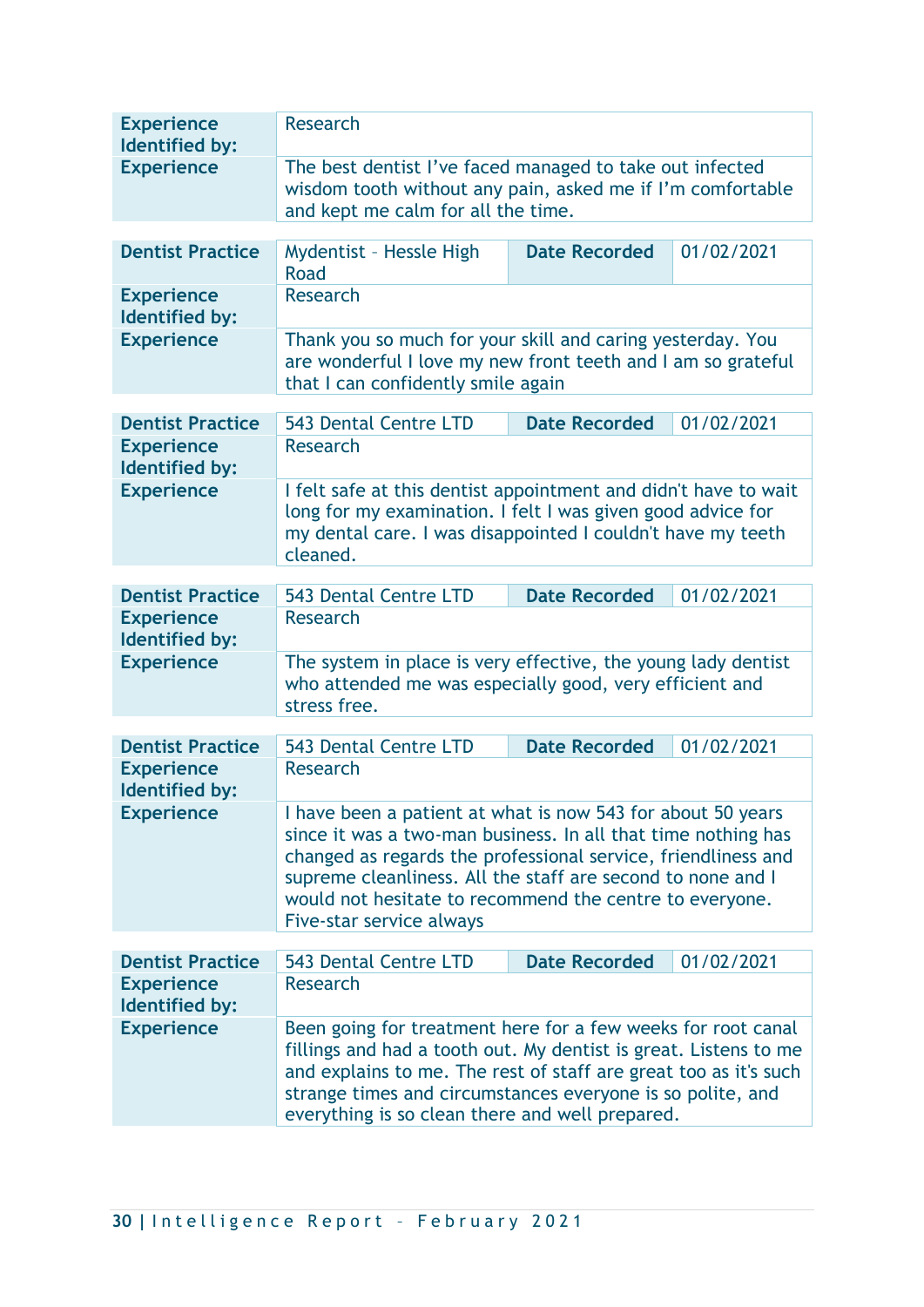| Experience Identified by: | Research | | |
|---|---|---|---|
| Experience | The best dentist I've faced managed to take out infected wisdom tooth without any pain, asked me if I'm comfortable and kept me calm for all the time. | | |

| Dentist Practice | Mydentist – Hessle High Road | Date Recorded | 01/02/2021 |
|---|---|---|---|
| Experience Identified by: | Research | | |
| Experience | Thank you so much for your skill and caring yesterday. You are wonderful I love my new front teeth and I am so grateful that I can confidently smile again | | |

| Dentist Practice | 543 Dental Centre LTD | Date Recorded | 01/02/2021 |
|---|---|---|---|
| Experience Identified by: | Research | | |
| Experience | I felt safe at this dentist appointment and didn't have to wait long for my examination. I felt I was given good advice for my dental care. I was disappointed I couldn't have my teeth cleaned. | | |

| Dentist Practice | 543 Dental Centre LTD | Date Recorded | 01/02/2021 |
|---|---|---|---|
| Experience Identified by: | Research | | |
| Experience | The system in place is very effective, the young lady dentist who attended me was especially good, very efficient and stress free. | | |

| Dentist Practice | 543 Dental Centre LTD | Date Recorded | 01/02/2021 |
|---|---|---|---|
| Experience Identified by: | Research | | |
| Experience | I have been a patient at what is now 543 for about 50 years since it was a two-man business. In all that time nothing has changed as regards the professional service, friendliness and supreme cleanliness. All the staff are second to none and I would not hesitate to recommend the centre to everyone. Five-star service always | | |

| Dentist Practice | 543 Dental Centre LTD | Date Recorded | 01/02/2021 |
|---|---|---|---|
| Experience Identified by: | Research | | |
| Experience | Been going for treatment here for a few weeks for root canal fillings and had a tooth out. My dentist is great. Listens to me and explains to me. The rest of staff are great too as it's such strange times and circumstances everyone is so polite, and everything is so clean there and well prepared. | | |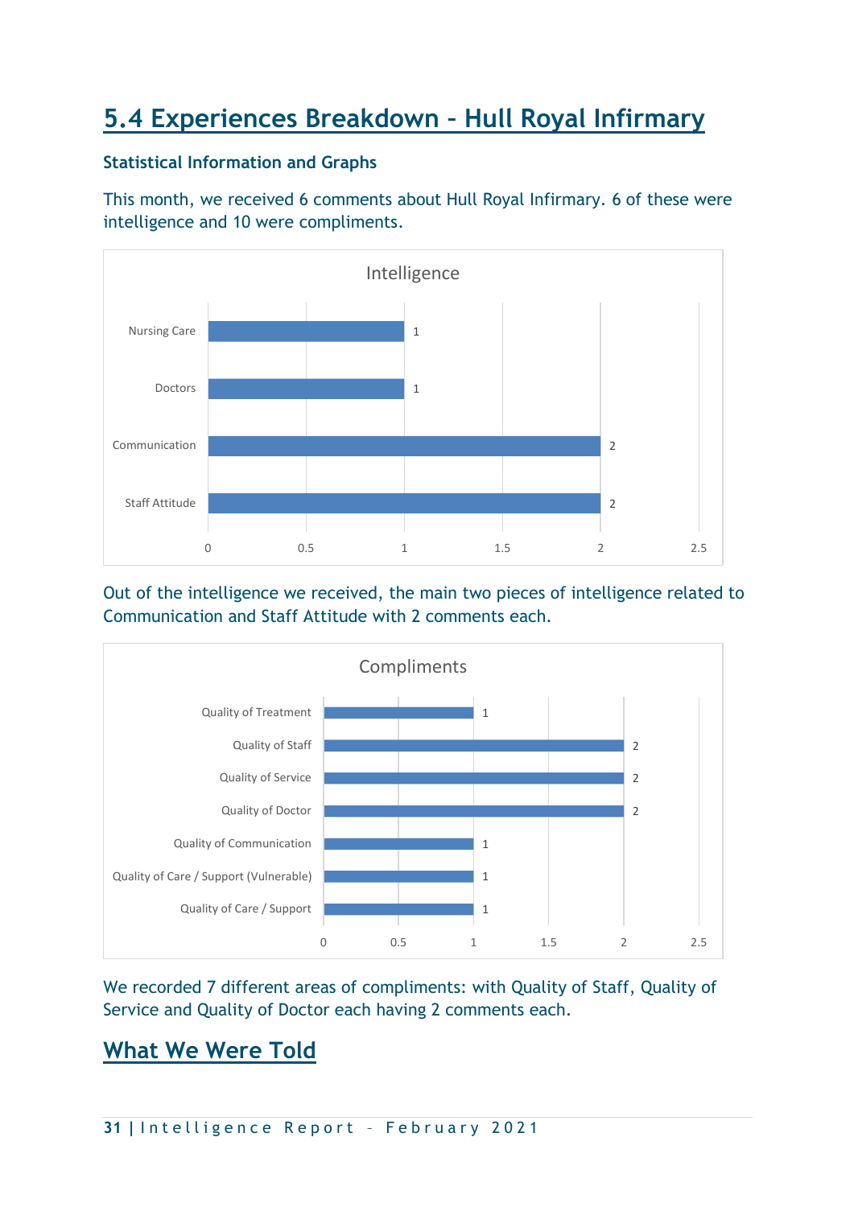## 5.4 Experiences Breakdown – Hull Royal Infirmary

### Statistical Information and Graphs

This month, we received 6 comments about Hull Royal Infirmary. 6 of these were intelligence and 10 were compliments.

**Intelligence**

| Category | Count |
|---|---|
| Nursing Care | 1 |
| Doctors | 1 |
| Communication | 2 |
| Staff Attitude | 2 |

Out of the intelligence we received, the main two pieces of intelligence related to Communication and Staff Attitude with 2 comments each.

**Compliments**

| Category | Count |
|---|---|
| Quality of Treatment | 1 |
| Quality of Staff | 2 |
| Quality of Service | 2 |
| Quality of Doctor | 2 |
| Quality of Communication | 1 |
| Quality of Care / Support (Vulnerable) | 1 |
| Quality of Care / Support | 1 |

We recorded 7 different areas of compliments: with Quality of Staff, Quality of Service and Quality of Doctor each having 2 comments each.

## What We Were Told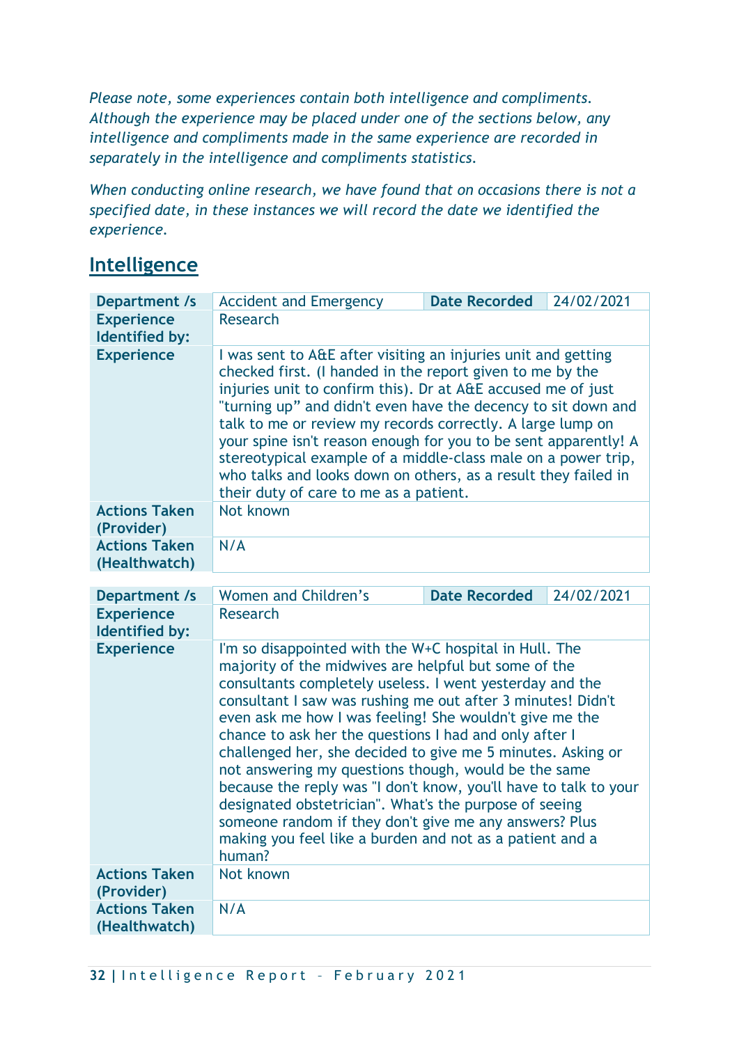*Please note, some experiences contain both intelligence and compliments. Although the experience may be placed under one of the sections below, any intelligence and compliments made in the same experience are recorded in separately in the intelligence and compliments statistics.*

*When conducting online research, we have found that on occasions there is not a specified date, in these instances we will record the date we identified the experience.*

## Intelligence

| Department /s | Accident and Emergency | Date Recorded | 24/02/2021 |
|---|---|---|---|
| Experience Identified by: | Research | | |
| Experience | I was sent to A&E after visiting an injuries unit and getting checked first. (I handed in the report given to me by the injuries unit to confirm this). Dr at A&E accused me of just "turning up" and didn't even have the decency to sit down and talk to me or review my records correctly. A large lump on your spine isn't reason enough for you to be sent apparently! A stereotypical example of a middle-class male on a power trip, who talks and looks down on others, as a result they failed in their duty of care to me as a patient. | | |
| Actions Taken (Provider) | Not known | | |
| Actions Taken (Healthwatch) | N/A | | |

| Department /s | Women and Children's | Date Recorded | 24/02/2021 |
|---|---|---|---|
| Experience Identified by: | Research | | |
| Experience | I'm so disappointed with the W+C hospital in Hull. The majority of the midwives are helpful but some of the consultants completely useless. I went yesterday and the consultant I saw was rushing me out after 3 minutes! Didn't even ask me how I was feeling! She wouldn't give me the chance to ask her the questions I had and only after I challenged her, she decided to give me 5 minutes. Asking or not answering my questions though, would be the same because the reply was "I don't know, you'll have to talk to your designated obstetrician". What's the purpose of seeing someone random if they don't give me any answers? Plus making you feel like a burden and not as a patient and a human? | | |
| Actions Taken (Provider) | Not known | | |
| Actions Taken (Healthwatch) | N/A | | |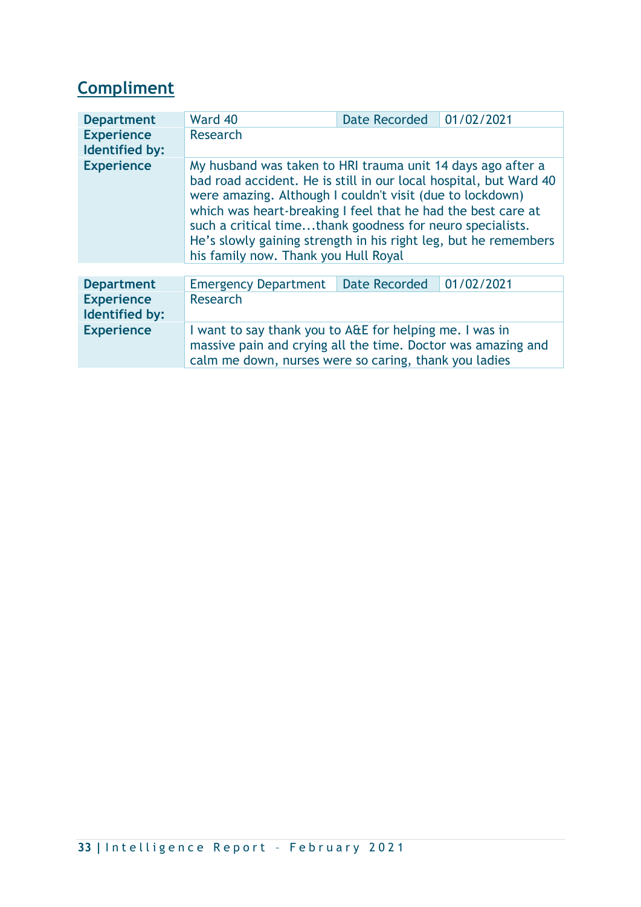## Compliment

| Department | Ward 40 | Date Recorded | 01/02/2021 |
|---|---|---|---|
| Experience Identified by: | Research | | |
| Experience | My husband was taken to HRI trauma unit 14 days ago after a bad road accident. He is still in our local hospital, but Ward 40 were amazing. Although I couldn't visit (due to lockdown) which was heart-breaking I feel that he had the best care at such a critical time...thank goodness for neuro specialists. He's slowly gaining strength in his right leg, but he remembers his family now. Thank you Hull Royal | | |

| Department | Emergency Department | Date Recorded | 01/02/2021 |
|---|---|---|---|
| Experience Identified by: | Research | | |
| Experience | I want to say thank you to A&E for helping me. I was in massive pain and crying all the time. Doctor was amazing and calm me down, nurses were so caring, thank you ladies | | |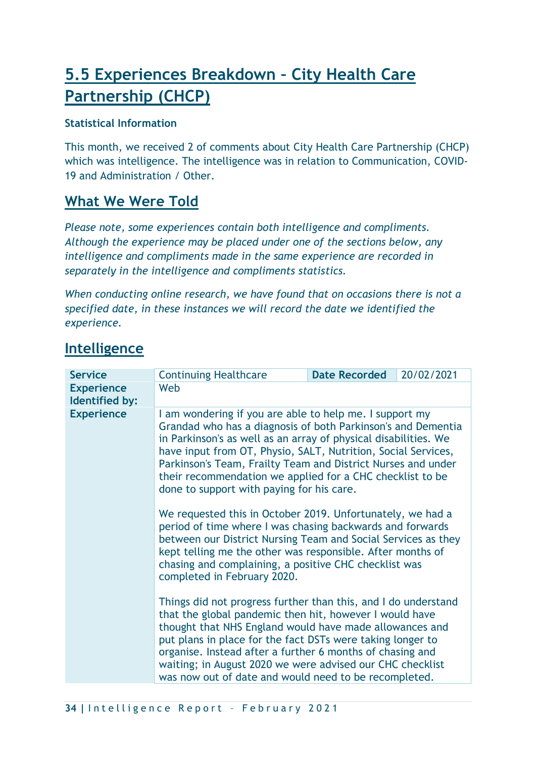## 5.5 Experiences Breakdown – City Health Care Partnership (CHCP)

**Statistical Information**

This month, we received 2 of comments about City Health Care Partnership (CHCP) which was intelligence. The intelligence was in relation to Communication, COVID-19 and Administration / Other.

## What We Were Told

*Please note, some experiences contain both intelligence and compliments. Although the experience may be placed under one of the sections below, any intelligence and compliments made in the same experience are recorded in separately in the intelligence and compliments statistics.*

*When conducting online research, we have found that on occasions there is not a specified date, in these instances we will record the date we identified the experience.*

## Intelligence

| **Service** | Continuing Healthcare | **Date Recorded** | 20/02/2021 |
|---|---|---|---|
| **Experience Identified by:** | Web | | |
| **Experience** | I am wondering if you are able to help me. I support my Grandad who has a diagnosis of both Parkinson's and Dementia in Parkinson's as well as an array of physical disabilities. We have input from OT, Physio, SALT, Nutrition, Social Services, Parkinson's Team, Frailty Team and District Nurses and under their recommendation we applied for a CHC checklist to be done to support with paying for his care.<br><br>We requested this in October 2019. Unfortunately, we had a period of time where I was chasing backwards and forwards between our District Nursing Team and Social Services as they kept telling me the other was responsible. After months of chasing and complaining, a positive CHC checklist was completed in February 2020.<br><br>Things did not progress further than this, and I do understand that the global pandemic then hit, however I would have thought that NHS England would have made allowances and put plans in place for the fact DSTs were taking longer to organise. Instead after a further 6 months of chasing and waiting; in August 2020 we were advised our CHC checklist was now out of date and would need to be recompleted. | | |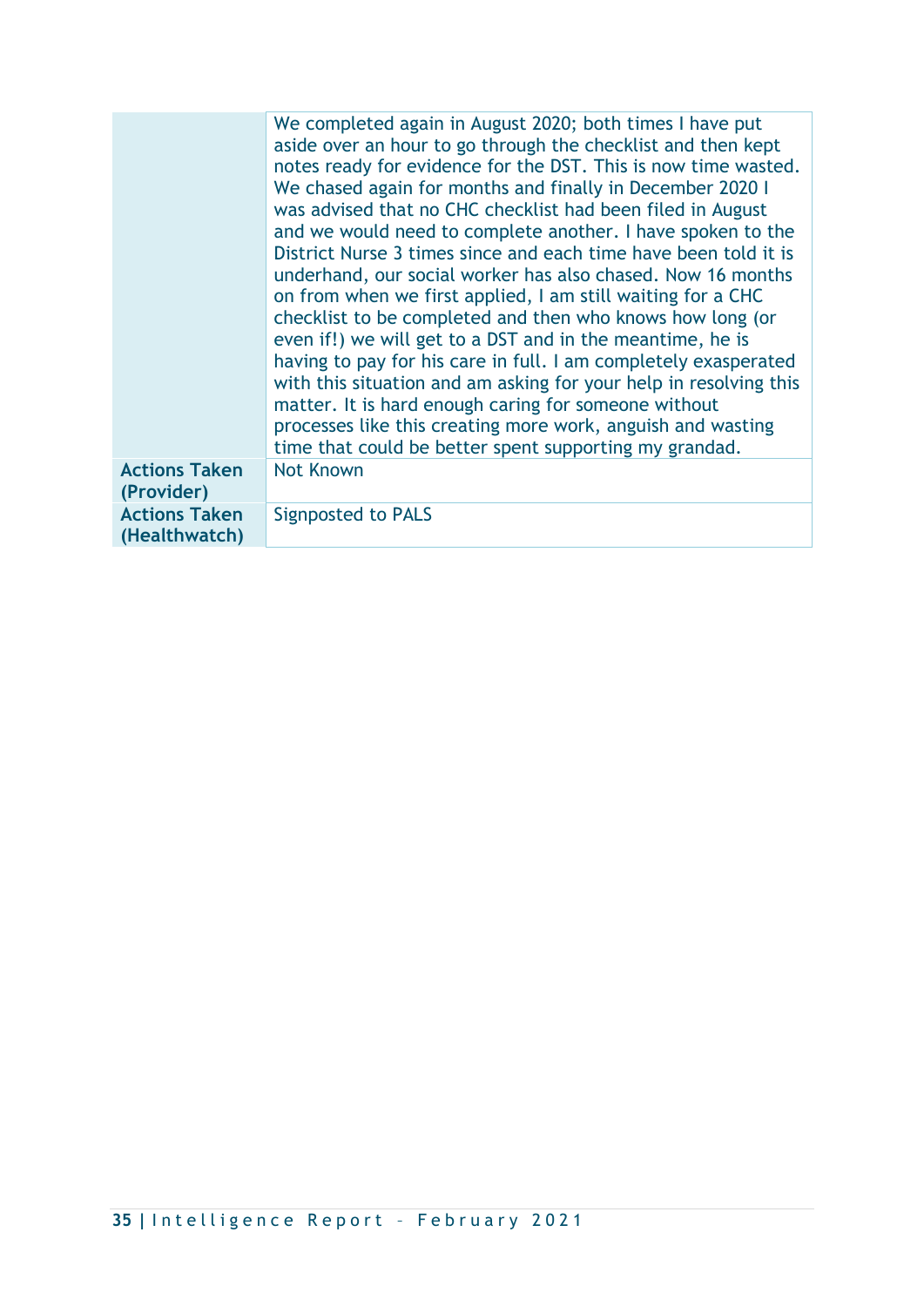| | |
|---|---|
| | We completed again in August 2020; both times I have put aside over an hour to go through the checklist and then kept notes ready for evidence for the DST. This is now time wasted. We chased again for months and finally in December 2020 I was advised that no CHC checklist had been filed in August and we would need to complete another. I have spoken to the District Nurse 3 times since and each time have been told it is underhand, our social worker has also chased. Now 16 months on from when we first applied, I am still waiting for a CHC checklist to be completed and then who knows how long (or even if!) we will get to a DST and in the meantime, he is having to pay for his care in full. I am completely exasperated with this situation and am asking for your help in resolving this matter. It is hard enough caring for someone without processes like this creating more work, anguish and wasting time that could be better spent supporting my grandad. |
| **Actions Taken (Provider)** | Not Known |
| **Actions Taken (Healthwatch)** | Signposted to PALS |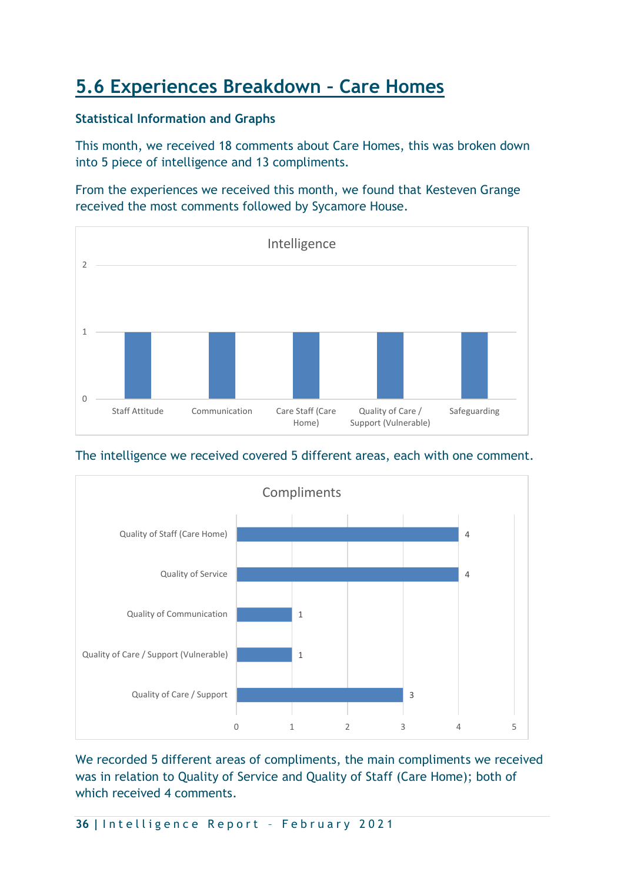## 5.6 Experiences Breakdown – Care Homes

### Statistical Information and Graphs

This month, we received 18 comments about Care Homes, this was broken down into 5 piece of intelligence and 13 compliments.

From the experiences we received this month, we found that Kesteven Grange received the most comments followed by Sycamore House.

**Intelligence**

| Area | Count |
|---|---|
| Staff Attitude | 1 |
| Communication | 1 |
| Care Staff (Care Home) | 1 |
| Quality of Care / Support (Vulnerable) | 1 |
| Safeguarding | 1 |

The intelligence we received covered 5 different areas, each with one comment.

**Compliments**

| Area | Count |
|---|---|
| Quality of Staff (Care Home) | 4 |
| Quality of Service | 4 |
| Quality of Communication | 1 |
| Quality of Care / Support (Vulnerable) | 1 |
| Quality of Care / Support | 3 |

We recorded 5 different areas of compliments, the main compliments we received was in relation to Quality of Service and Quality of Staff (Care Home); both of which received 4 comments.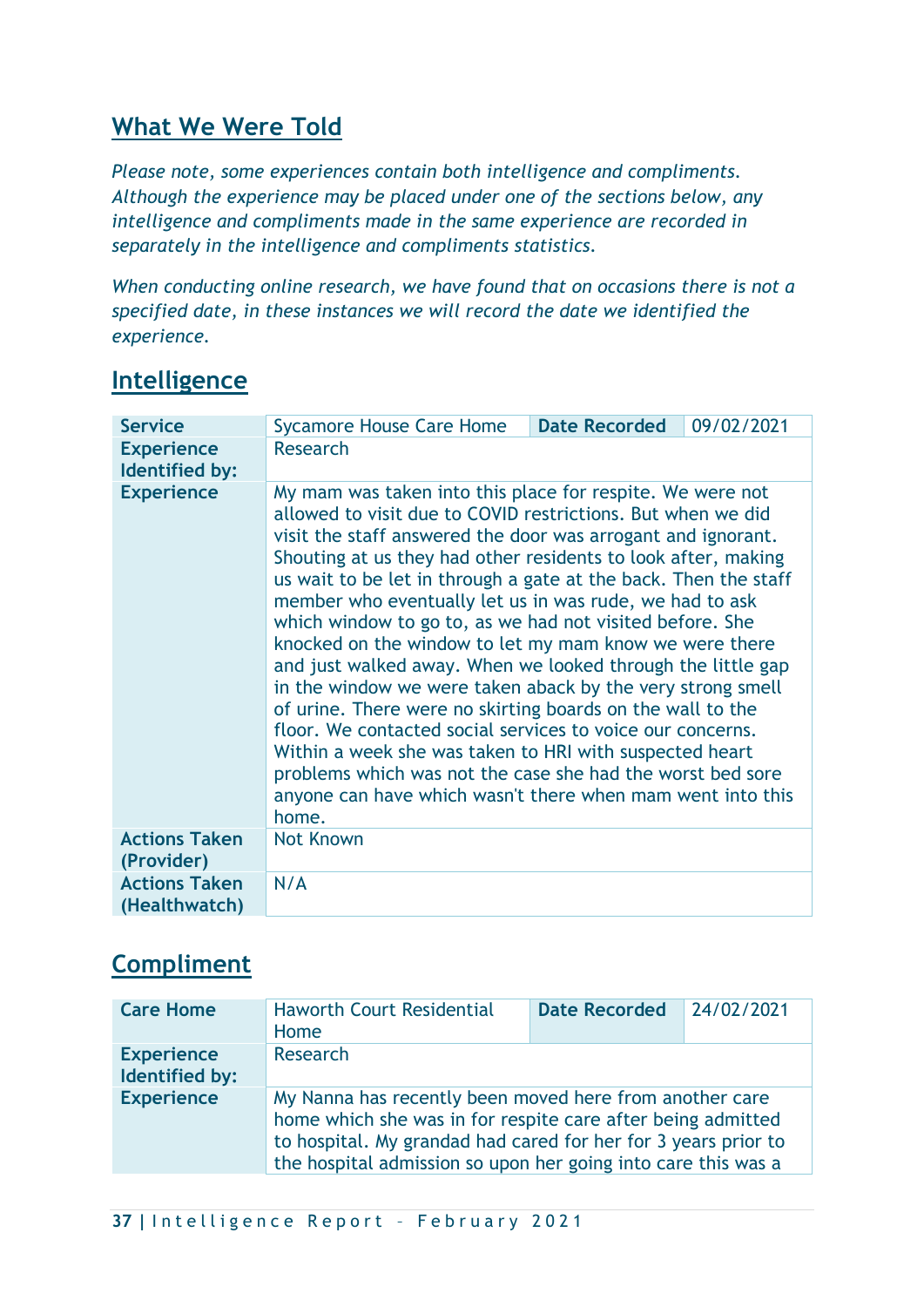## What We Were Told

*Please note, some experiences contain both intelligence and compliments. Although the experience may be placed under one of the sections below, any intelligence and compliments made in the same experience are recorded in separately in the intelligence and compliments statistics.*

*When conducting online research, we have found that on occasions there is not a specified date, in these instances we will record the date we identified the experience.*

## Intelligence

| **Service** | Sycamore House Care Home | **Date Recorded** | 09/02/2021 |
|---|---|---|---|
| **Experience Identified by:** | Research | | |
| **Experience** | My mam was taken into this place for respite. We were not allowed to visit due to COVID restrictions. But when we did visit the staff answered the door was arrogant and ignorant. Shouting at us they had other residents to look after, making us wait to be let in through a gate at the back. Then the staff member who eventually let us in was rude, we had to ask which window to go to, as we had not visited before. She knocked on the window to let my mam know we were there and just walked away. When we looked through the little gap in the window we were taken aback by the very strong smell of urine. There were no skirting boards on the wall to the floor. We contacted social services to voice our concerns. Within a week she was taken to HRI with suspected heart problems which was not the case she had the worst bed sore anyone can have which wasn't there when mam went into this home. | | |
| **Actions Taken (Provider)** | Not Known | | |
| **Actions Taken (Healthwatch)** | N/A | | |

## Compliment

| **Care Home** | Haworth Court Residential Home | **Date Recorded** | 24/02/2021 |
|---|---|---|---|
| **Experience Identified by:** | Research | | |
| **Experience** | My Nanna has recently been moved here from another care home which she was in for respite care after being admitted to hospital. My grandad had cared for her for 3 years prior to the hospital admission so upon her going into care this was a | | |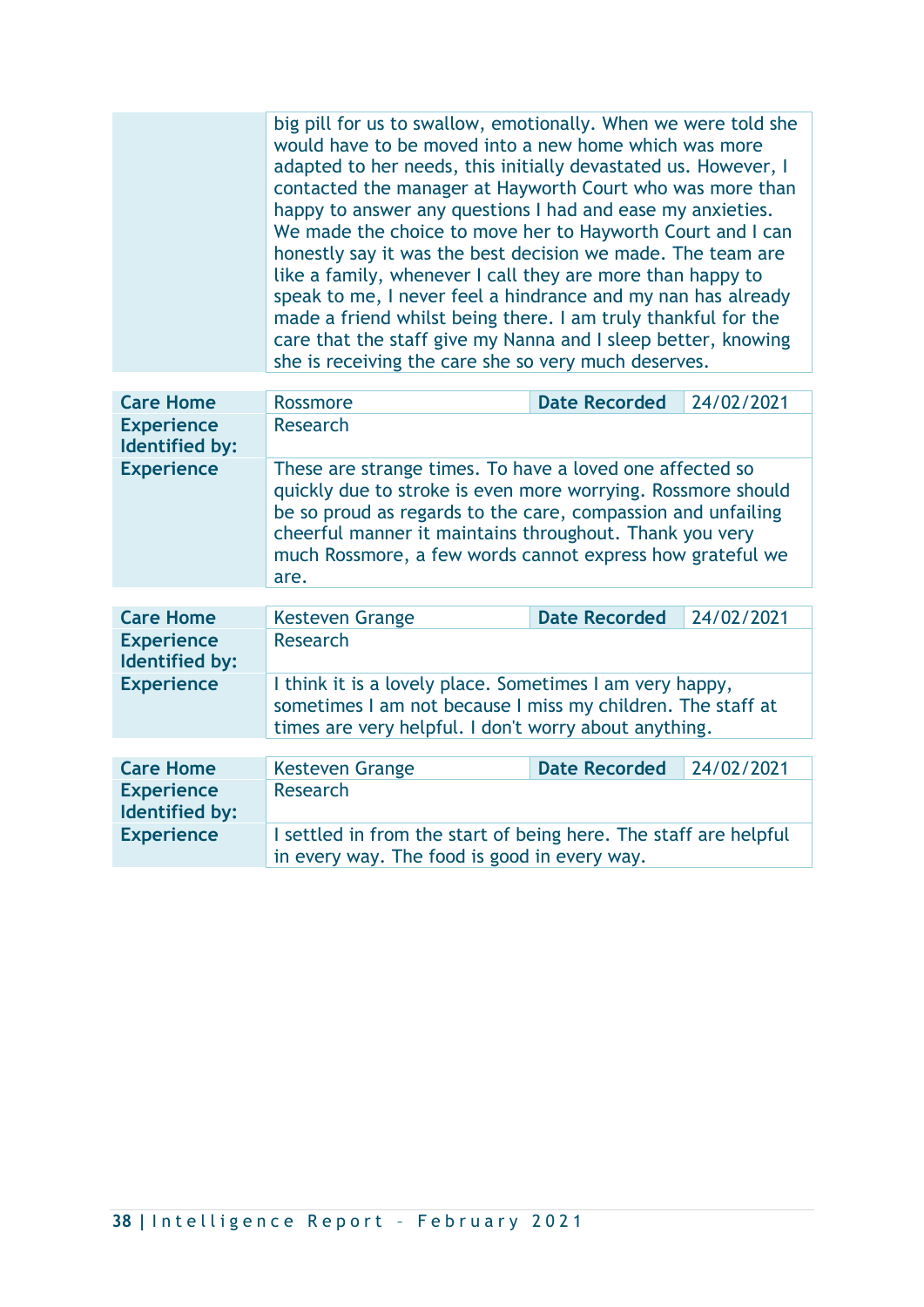| | |
|---|---|
| | big pill for us to swallow, emotionally. When we were told she would have to be moved into a new home which was more adapted to her needs, this initially devastated us. However, I contacted the manager at Hayworth Court who was more than happy to answer any questions I had and ease my anxieties. We made the choice to move her to Hayworth Court and I can honestly say it was the best decision we made. The team are like a family, whenever I call they are more than happy to speak to me, I never feel a hindrance and my nan has already made a friend whilst being there. I am truly thankful for the care that the staff give my Nanna and I sleep better, knowing she is receiving the care she so very much deserves. |

| **Care Home** | Rossmore | **Date Recorded** | 24/02/2021 |
|---|---|---|---|
| **Experience Identified by:** | Research | | |
| **Experience** | These are strange times. To have a loved one affected so quickly due to stroke is even more worrying. Rossmore should be so proud as regards to the care, compassion and unfailing cheerful manner it maintains throughout. Thank you very much Rossmore, a few words cannot express how grateful we are. | | |

| **Care Home** | Kesteven Grange | **Date Recorded** | 24/02/2021 |
|---|---|---|---|
| **Experience Identified by:** | Research | | |
| **Experience** | I think it is a lovely place. Sometimes I am very happy, sometimes I am not because I miss my children. The staff at times are very helpful. I don't worry about anything. | | |

| **Care Home** | Kesteven Grange | **Date Recorded** | 24/02/2021 |
|---|---|---|---|
| **Experience Identified by:** | Research | | |
| **Experience** | I settled in from the start of being here. The staff are helpful in every way. The food is good in every way. | | |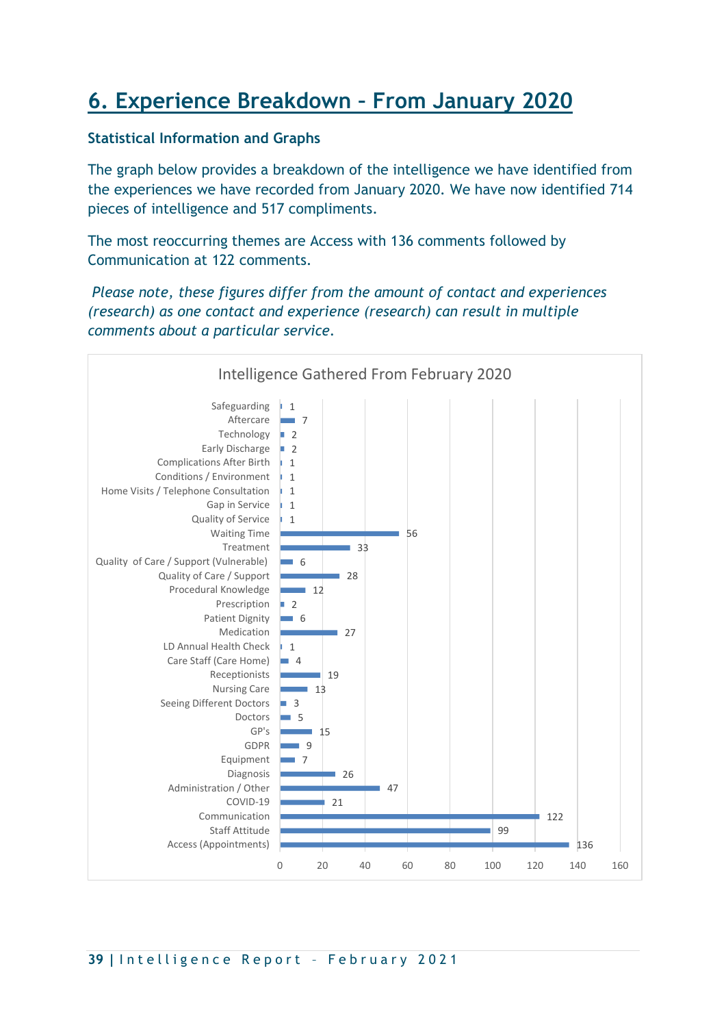# 6. Experience Breakdown – From January 2020

### Statistical Information and Graphs

The graph below provides a breakdown of the intelligence we have identified from the experiences we have recorded from January 2020. We have now identified 714 pieces of intelligence and 517 compliments.

The most reoccurring themes are Access with 136 comments followed by Communication at 122 comments.

*Please note, these figures differ from the amount of contact and experiences (research) as one contact and experience (research) can result in multiple comments about a particular service.*

**Intelligence Gathered From February 2020**

| Theme | Count |
|---|---|
| Safeguarding | 1 |
| Aftercare | 7 |
| Technology | 2 |
| Early Discharge | 2 |
| Complications After Birth | 1 |
| Conditions / Environment | 1 |
| Home Visits / Telephone Consultation | 1 |
| Gap in Service | 1 |
| Quality of Service | 1 |
| Waiting Time | 56 |
| Treatment | 33 |
| Quality of Care / Support (Vulnerable) | 6 |
| Quality of Care / Support | 28 |
| Procedural Knowledge | 12 |
| Prescription | 2 |
| Patient Dignity | 6 |
| Medication | 27 |
| LD Annual Health Check | 1 |
| Care Staff (Care Home) | 4 |
| Receptionists | 19 |
| Nursing Care | 13 |
| Seeing Different Doctors | 3 |
| Doctors | 5 |
| GP's | 15 |
| GDPR | 9 |
| Equipment | 7 |
| Diagnosis | 26 |
| Administration / Other | 47 |
| COVID-19 | 21 |
| Communication | 122 |
| Staff Attitude | 99 |
| Access (Appointments) | 136 |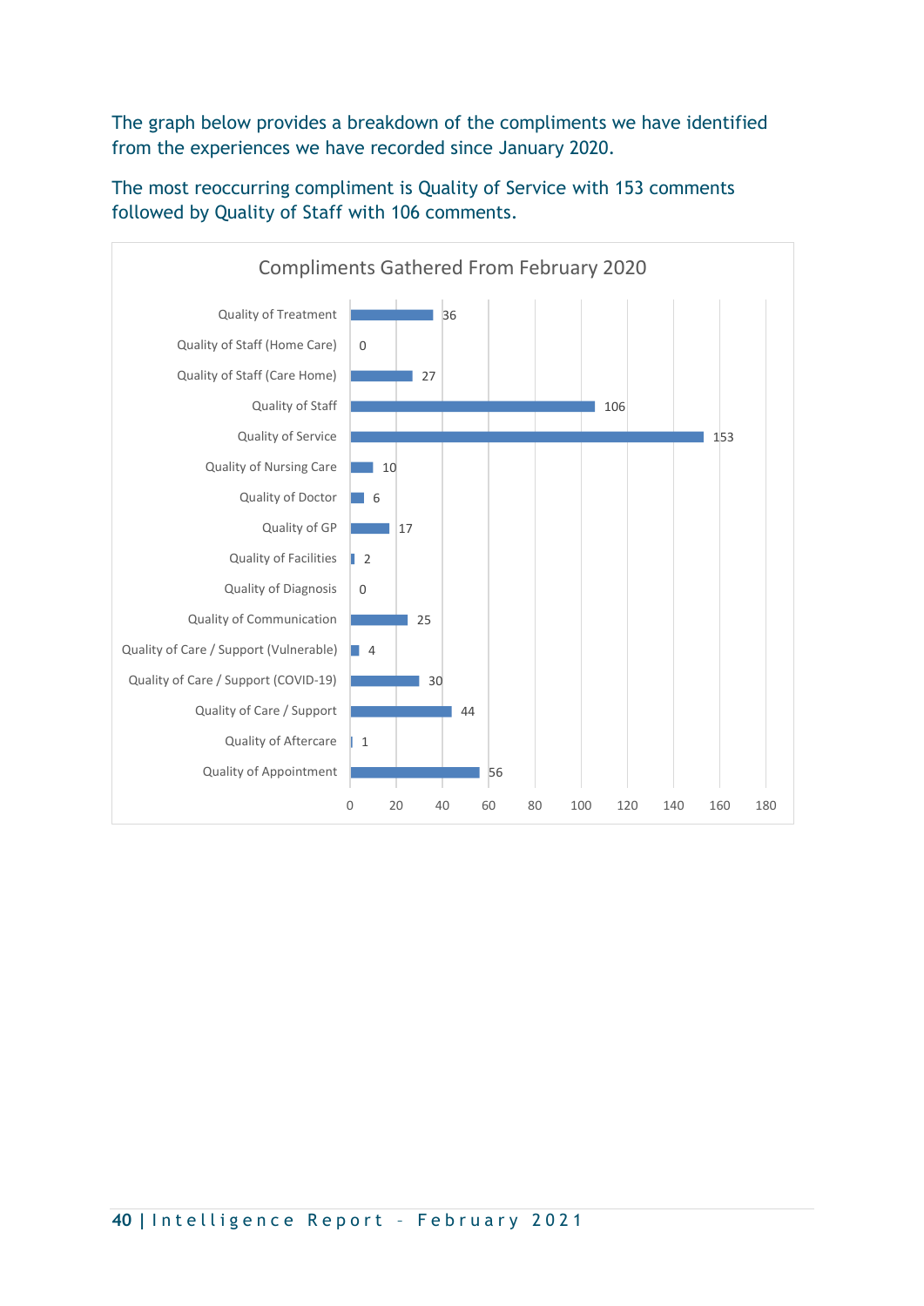The graph below provides a breakdown of the compliments we have identified from the experiences we have recorded since January 2020.

The most reoccurring compliment is Quality of Service with 153 comments followed by Quality of Staff with 106 comments.

**Compliments Gathered From February 2020**

| Category | Count |
|---|---|
| Quality of Treatment | 36 |
| Quality of Staff (Home Care) | 0 |
| Quality of Staff (Care Home) | 27 |
| Quality of Staff | 106 |
| Quality of Service | 153 |
| Quality of Nursing Care | 10 |
| Quality of Doctor | 6 |
| Quality of GP | 17 |
| Quality of Facilities | 2 |
| Quality of Diagnosis | 0 |
| Quality of Communication | 25 |
| Quality of Care / Support (Vulnerable) | 4 |
| Quality of Care / Support (COVID-19) | 30 |
| Quality of Care / Support | 44 |
| Quality of Aftercare | 1 |
| Quality of Appointment | 56 |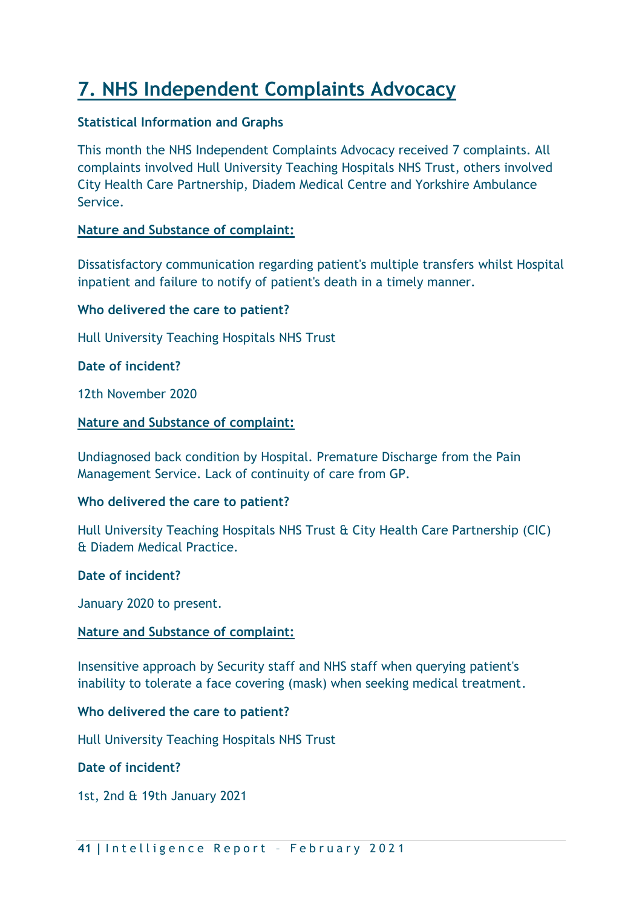# 7. NHS Independent Complaints Advocacy

**Statistical Information and Graphs**

This month the NHS Independent Complaints Advocacy received 7 complaints. All complaints involved Hull University Teaching Hospitals NHS Trust, others involved City Health Care Partnership, Diadem Medical Centre and Yorkshire Ambulance Service.

**Nature and Substance of complaint:**

Dissatisfactory communication regarding patient's multiple transfers whilst Hospital inpatient and failure to notify of patient's death in a timely manner.

**Who delivered the care to patient?**

Hull University Teaching Hospitals NHS Trust

**Date of incident?**

12th November 2020

**Nature and Substance of complaint:**

Undiagnosed back condition by Hospital. Premature Discharge from the Pain Management Service. Lack of continuity of care from GP.

**Who delivered the care to patient?**

Hull University Teaching Hospitals NHS Trust & City Health Care Partnership (CIC) & Diadem Medical Practice.

**Date of incident?**

January 2020 to present.

**Nature and Substance of complaint:**

Insensitive approach by Security staff and NHS staff when querying patient's inability to tolerate a face covering (mask) when seeking medical treatment.

**Who delivered the care to patient?**

Hull University Teaching Hospitals NHS Trust

**Date of incident?**

1st, 2nd & 19th January 2021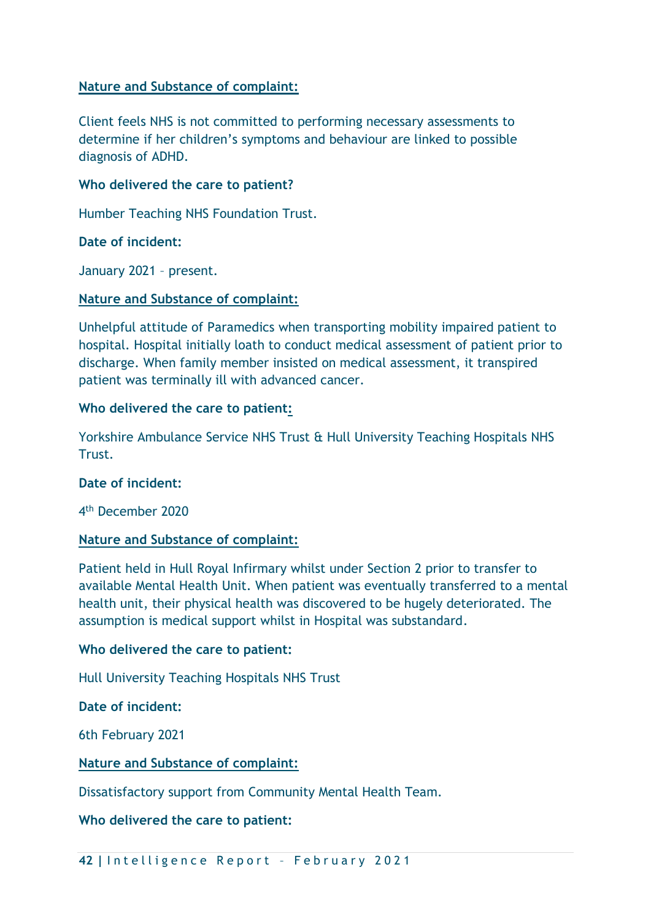**Nature and Substance of complaint:**

Client feels NHS is not committed to performing necessary assessments to determine if her children's symptoms and behaviour are linked to possible diagnosis of ADHD.

**Who delivered the care to patient?**

Humber Teaching NHS Foundation Trust.

**Date of incident:**

January 2021 – present.

**Nature and Substance of complaint:**

Unhelpful attitude of Paramedics when transporting mobility impaired patient to hospital. Hospital initially loath to conduct medical assessment of patient prior to discharge. When family member insisted on medical assessment, it transpired patient was terminally ill with advanced cancer.

**Who delivered the care to patient:**

Yorkshire Ambulance Service NHS Trust & Hull University Teaching Hospitals NHS Trust.

**Date of incident:**

4th December 2020

**Nature and Substance of complaint:**

Patient held in Hull Royal Infirmary whilst under Section 2 prior to transfer to available Mental Health Unit. When patient was eventually transferred to a mental health unit, their physical health was discovered to be hugely deteriorated. The assumption is medical support whilst in Hospital was substandard.

**Who delivered the care to patient:**

Hull University Teaching Hospitals NHS Trust

**Date of incident:**

6th February 2021

**Nature and Substance of complaint:**

Dissatisfactory support from Community Mental Health Team.

**Who delivered the care to patient:**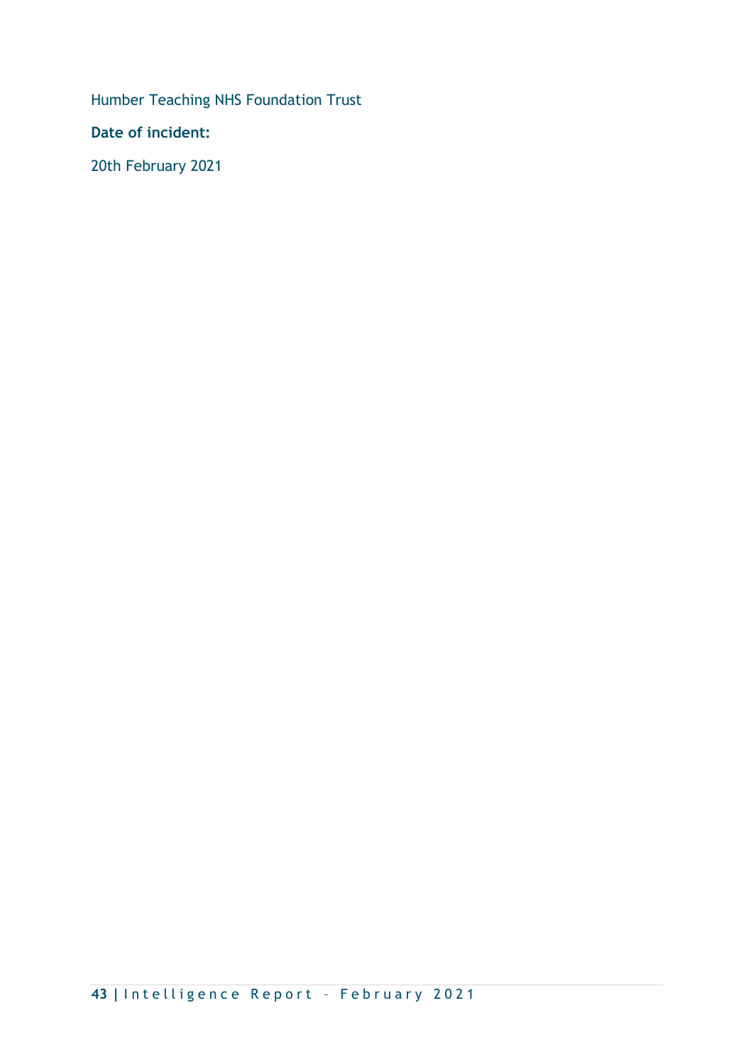Humber Teaching NHS Foundation Trust

**Date of incident:**

20th February 2021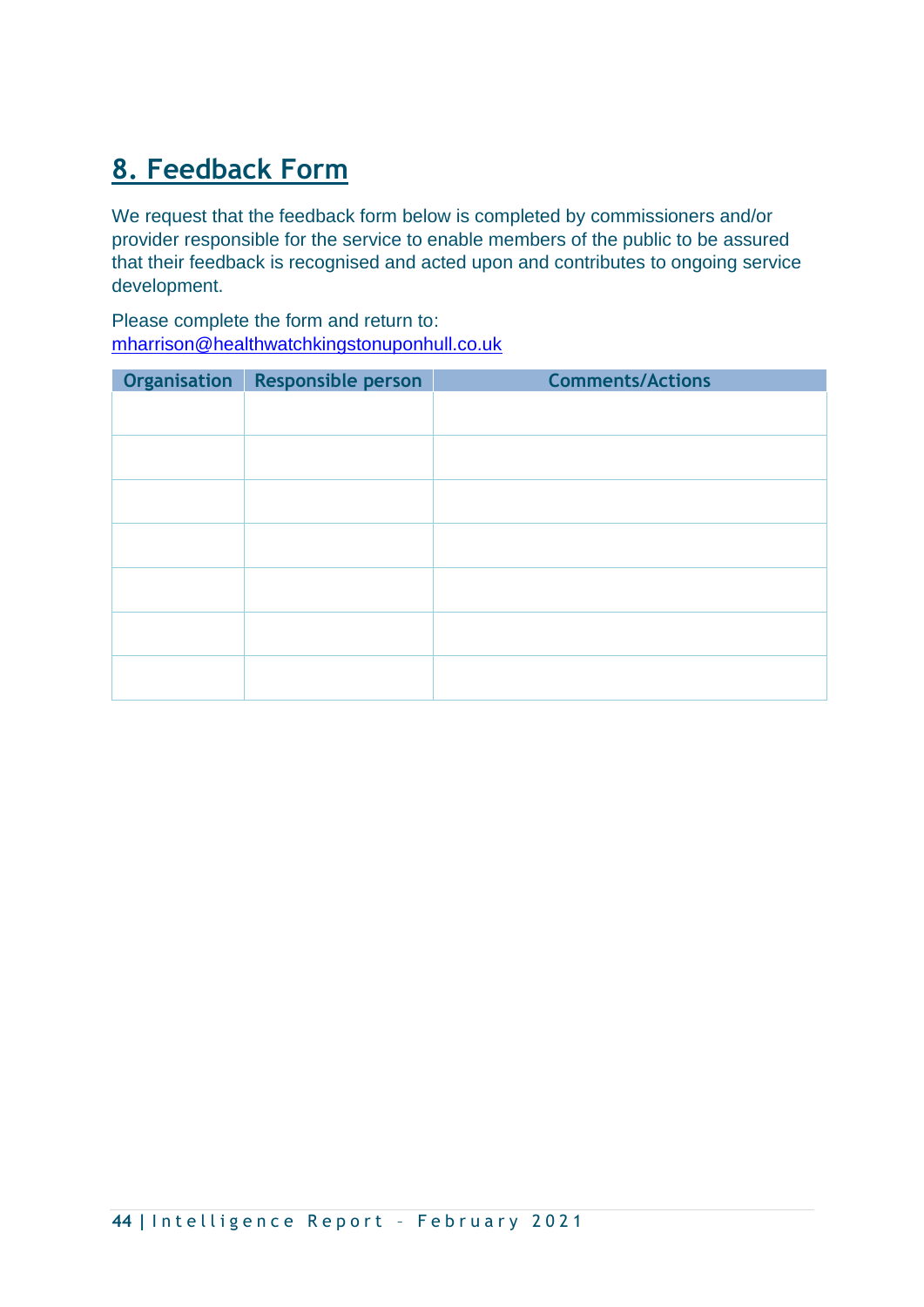## 8. Feedback Form

We request that the feedback form below is completed by commissioners and/or provider responsible for the service to enable members of the public to be assured that their feedback is recognised and acted upon and contributes to ongoing service development.

Please complete the form and return to:
mharrison@healthwatchkingstonuponhull.co.uk

| Organisation | Responsible person | Comments/Actions |
|---|---|---|
| | | |
| | | |
| | | |
| | | |
| | | |
| | | |
| | | |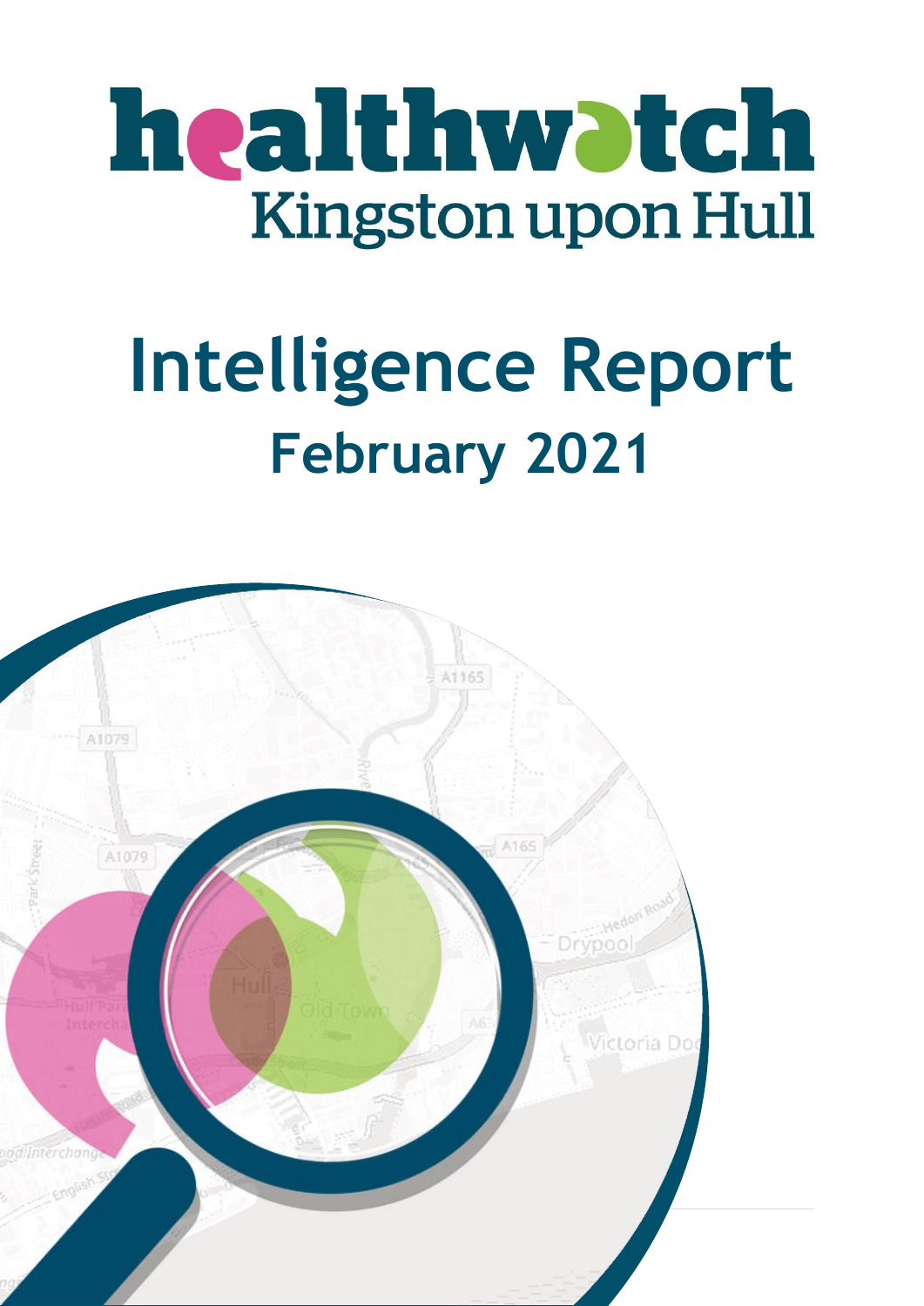# healthwatch
## Kingston upon Hull

# Intelligence Report
## February 2021